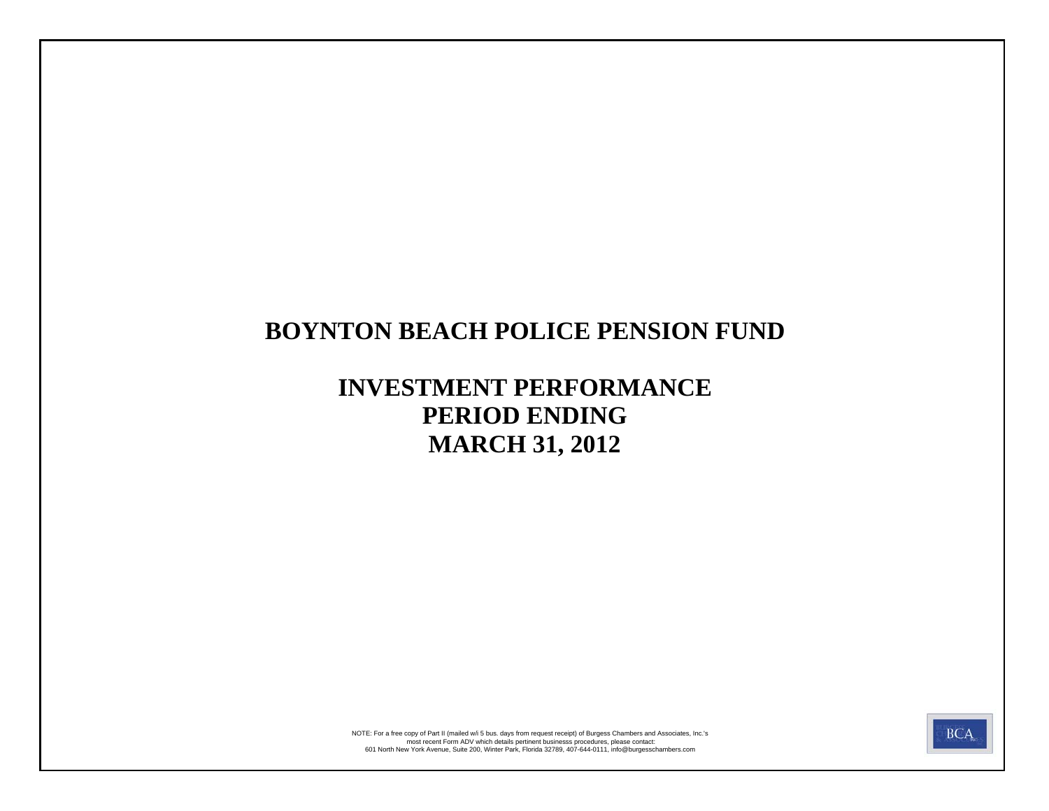# BOYNTON BEACH POLICE PENSION FUND

## INVESTMENT PERFORMANCE
## PERIOD ENDING
## MARCH 31, 2012

NOTE: For a free copy of Part II (mailed w/i 5 bus. days from request receipt) of Burgess Chambers and Associates, Inc.'s most recent Form ADV which details pertinent businesss procedures, please contact:
601 North New York Avenue, Suite 200, Winter Park, Florida 32789, 407-644-0111, info@burgesschambers.com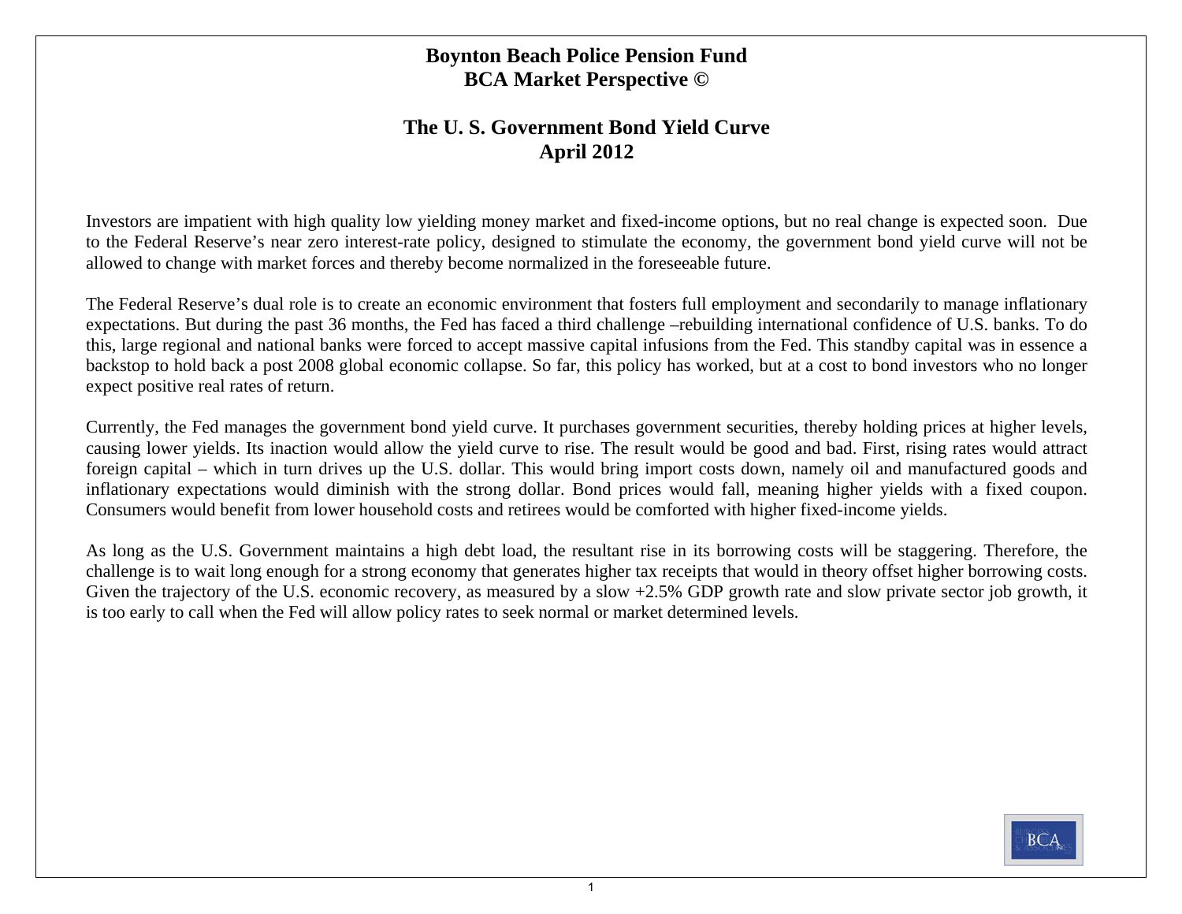# Boynton Beach Police Pension Fund
# BCA Market Perspective ©

## The U. S. Government Bond Yield Curve
## April 2012

Investors are impatient with high quality low yielding money market and fixed-income options, but no real change is expected soon. Due to the Federal Reserve's near zero interest-rate policy, designed to stimulate the economy, the government bond yield curve will not be allowed to change with market forces and thereby become normalized in the foreseeable future.

The Federal Reserve's dual role is to create an economic environment that fosters full employment and secondarily to manage inflationary expectations. But during the past 36 months, the Fed has faced a third challenge –rebuilding international confidence of U.S. banks. To do this, large regional and national banks were forced to accept massive capital infusions from the Fed. This standby capital was in essence a backstop to hold back a post 2008 global economic collapse. So far, this policy has worked, but at a cost to bond investors who no longer expect positive real rates of return.

Currently, the Fed manages the government bond yield curve. It purchases government securities, thereby holding prices at higher levels, causing lower yields. Its inaction would allow the yield curve to rise. The result would be good and bad. First, rising rates would attract foreign capital – which in turn drives up the U.S. dollar. This would bring import costs down, namely oil and manufactured goods and inflationary expectations would diminish with the strong dollar. Bond prices would fall, meaning higher yields with a fixed coupon. Consumers would benefit from lower household costs and retirees would be comforted with higher fixed-income yields.

As long as the U.S. Government maintains a high debt load, the resultant rise in its borrowing costs will be staggering. Therefore, the challenge is to wait long enough for a strong economy that generates higher tax receipts that would in theory offset higher borrowing costs. Given the trajectory of the U.S. economic recovery, as measured by a slow +2.5% GDP growth rate and slow private sector job growth, it is too early to call when the Fed will allow policy rates to seek normal or market determined levels.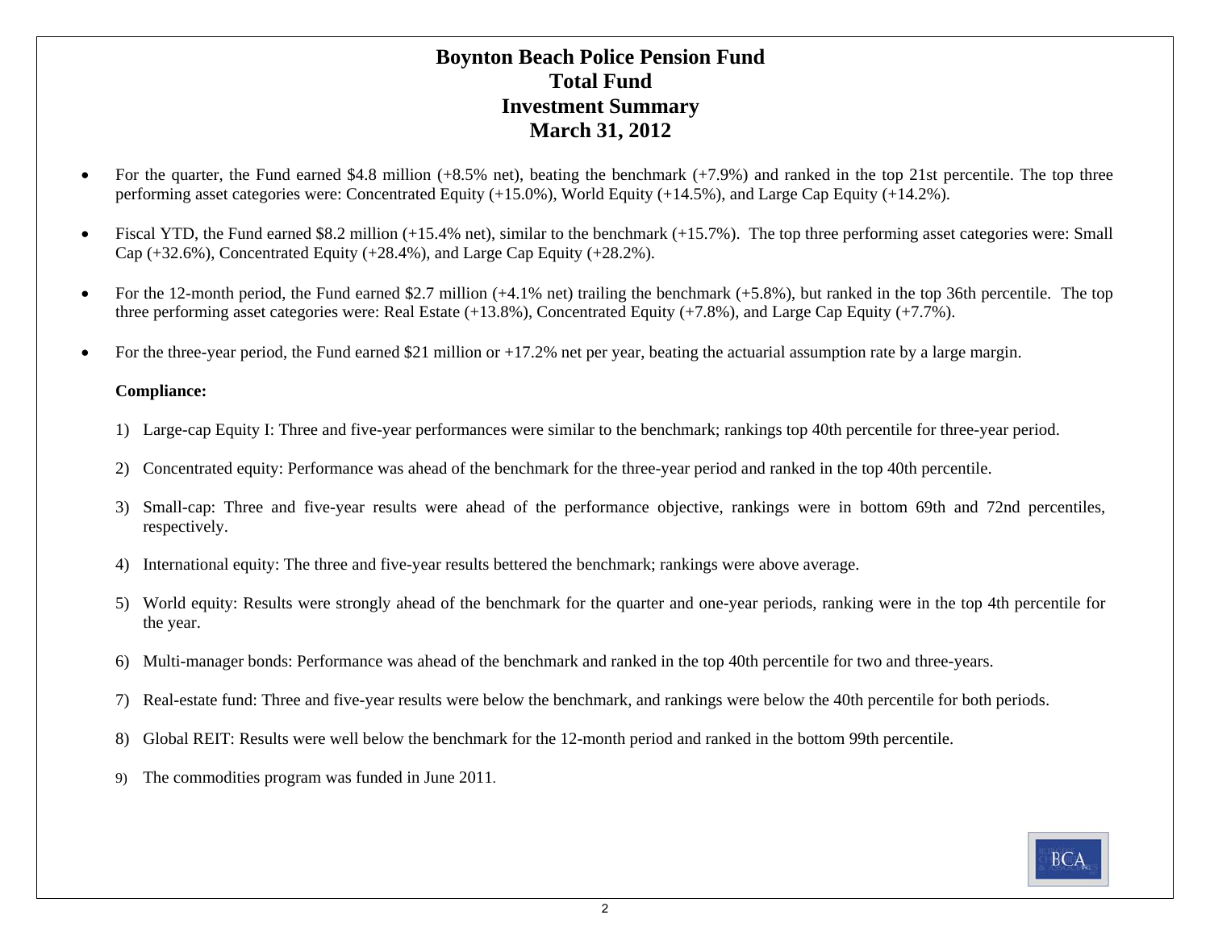# Boynton Beach Police Pension Fund
## Total Fund
## Investment Summary
## March 31, 2012

- For the quarter, the Fund earned $4.8 million (+8.5% net), beating the benchmark (+7.9%) and ranked in the top 21st percentile. The top three performing asset categories were: Concentrated Equity (+15.0%), World Equity (+14.5%), and Large Cap Equity (+14.2%).

- Fiscal YTD, the Fund earned $8.2 million (+15.4% net), similar to the benchmark (+15.7%). The top three performing asset categories were: Small Cap (+32.6%), Concentrated Equity (+28.4%), and Large Cap Equity (+28.2%).

- For the 12-month period, the Fund earned $2.7 million (+4.1% net) trailing the benchmark (+5.8%), but ranked in the top 36th percentile. The top three performing asset categories were: Real Estate (+13.8%), Concentrated Equity (+7.8%), and Large Cap Equity (+7.7%).

- For the three-year period, the Fund earned $21 million or +17.2% net per year, beating the actuarial assumption rate by a large margin.

**Compliance:**

1) Large-cap Equity I: Three and five-year performances were similar to the benchmark; rankings top 40th percentile for three-year period.

2) Concentrated equity: Performance was ahead of the benchmark for the three-year period and ranked in the top 40th percentile.

3) Small-cap: Three and five-year results were ahead of the performance objective, rankings were in bottom 69th and 72nd percentiles, respectively.

4) International equity: The three and five-year results bettered the benchmark; rankings were above average.

5) World equity: Results were strongly ahead of the benchmark for the quarter and one-year periods, ranking were in the top 4th percentile for the year.

6) Multi-manager bonds: Performance was ahead of the benchmark and ranked in the top 40th percentile for two and three-years.

7) Real-estate fund: Three and five-year results were below the benchmark, and rankings were below the 40th percentile for both periods.

8) Global REIT: Results were well below the benchmark for the 12-month period and ranked in the bottom 99th percentile.

9) The commodities program was funded in June 2011.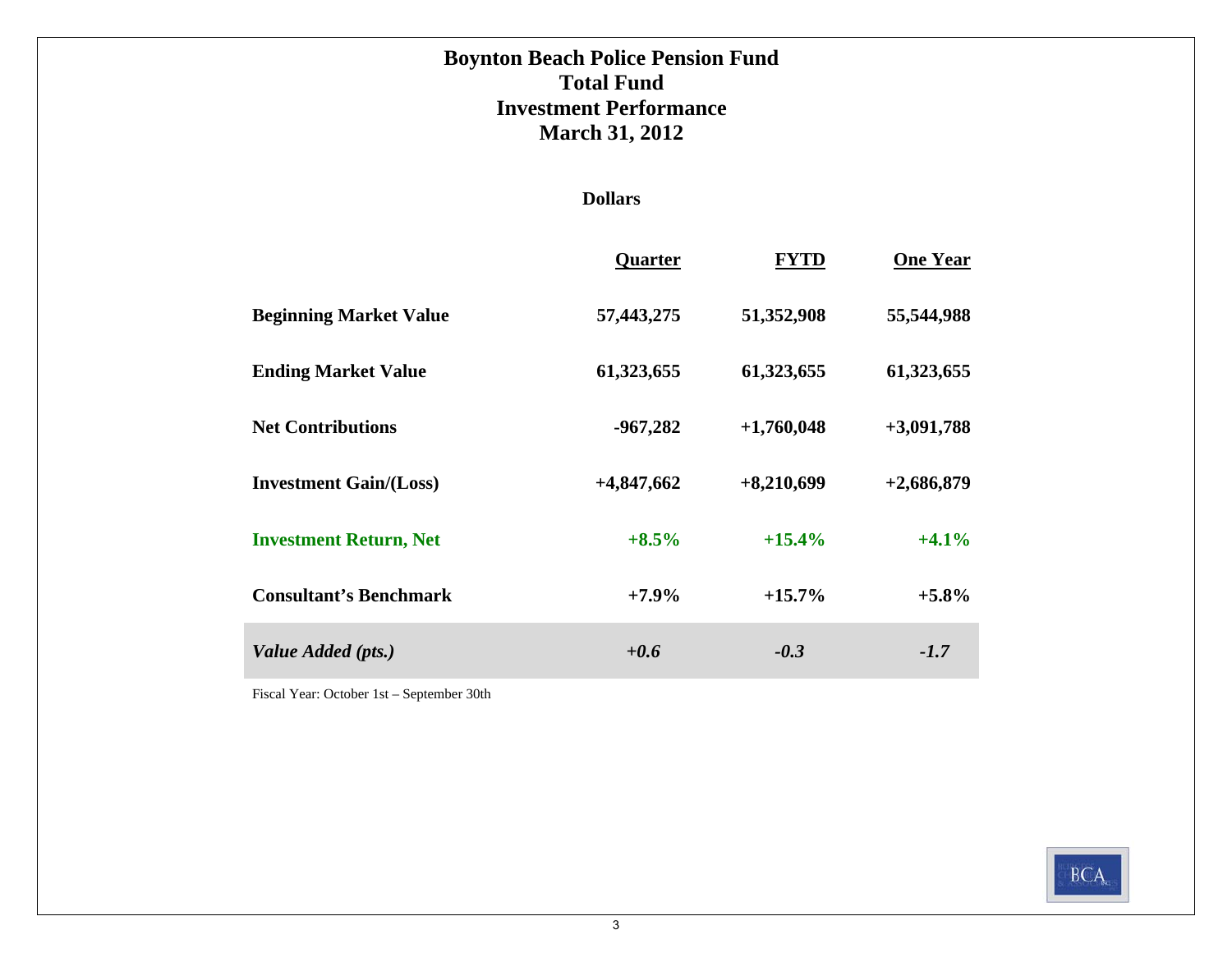# Boynton Beach Police Pension Fund
# Total Fund
# Investment Performance
# March 31, 2012

**Dollars**

| | Quarter | FYTD | One Year |
|---|---|---|---|
| **Beginning Market Value** | 57,443,275 | 51,352,908 | 55,544,988 |
| **Ending Market Value** | 61,323,655 | 61,323,655 | 61,323,655 |
| **Net Contributions** | -967,282 | +1,760,048 | +3,091,788 |
| **Investment Gain/(Loss)** | +4,847,662 | +8,210,699 | +2,686,879 |
| **Investment Return, Net** | +8.5% | +15.4% | +4.1% |
| **Consultant's Benchmark** | +7.9% | +15.7% | +5.8% |
| ***Value Added (pts.)*** | *+0.6* | *-0.3* | *-1.7* |

Fiscal Year: October 1st – September 30th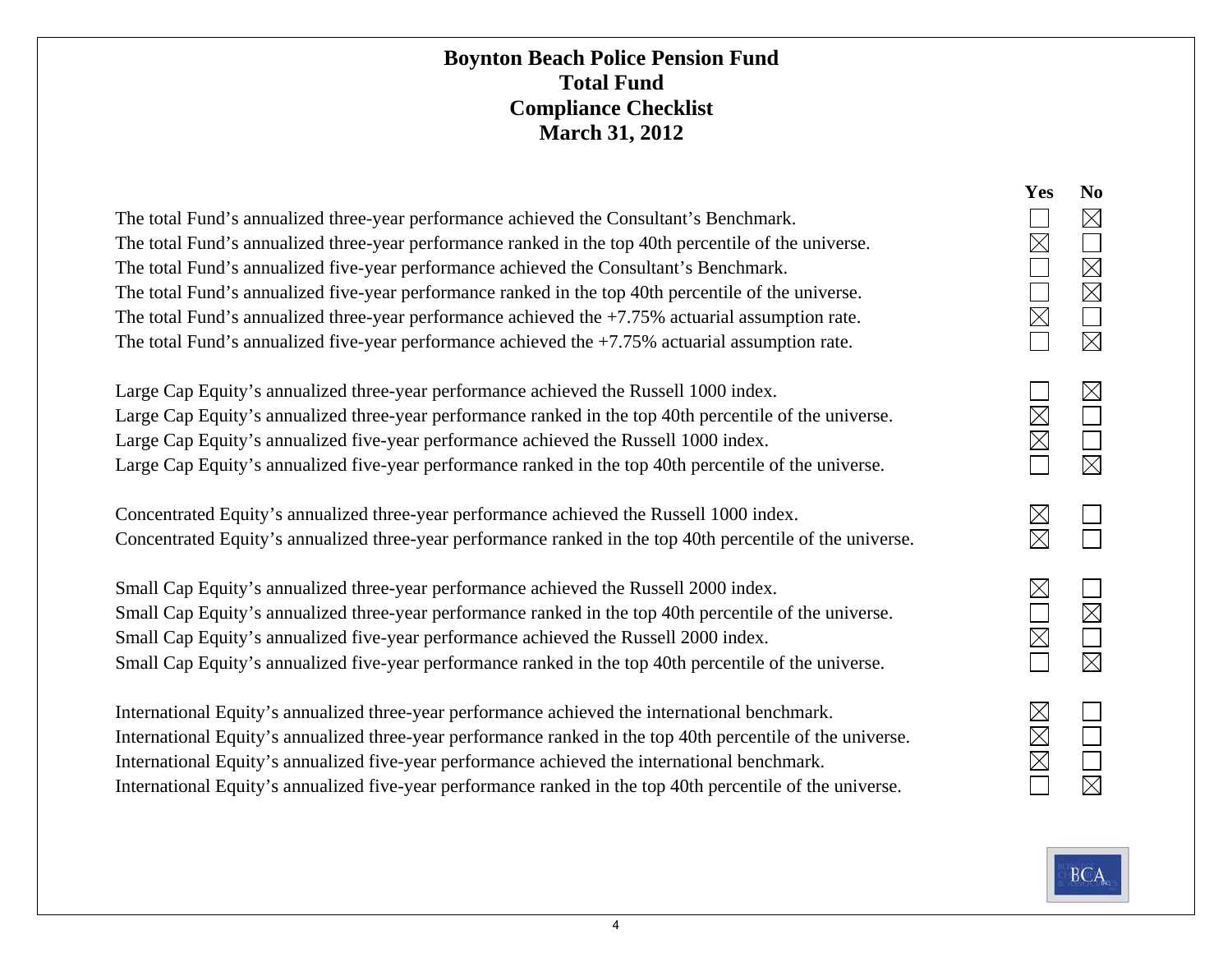# Boynton Beach Police Pension Fund
## Total Fund
## Compliance Checklist
## March 31, 2012

| | Yes | No |
|---|---|---|
| The total Fund's annualized three-year performance achieved the Consultant's Benchmark. | ☐ | ☒ |
| The total Fund's annualized three-year performance ranked in the top 40th percentile of the universe. | ☒ | ☐ |
| The total Fund's annualized five-year performance achieved the Consultant's Benchmark. | ☐ | ☒ |
| The total Fund's annualized five-year performance ranked in the top 40th percentile of the universe. | ☐ | ☒ |
| The total Fund's annualized three-year performance achieved the +7.75% actuarial assumption rate. | ☒ | ☐ |
| The total Fund's annualized five-year performance achieved the +7.75% actuarial assumption rate. | ☐ | ☒ |
| | | |
| Large Cap Equity's annualized three-year performance achieved the Russell 1000 index. | ☐ | ☒ |
| Large Cap Equity's annualized three-year performance ranked in the top 40th percentile of the universe. | ☒ | ☐ |
| Large Cap Equity's annualized five-year performance achieved the Russell 1000 index. | ☒ | ☐ |
| Large Cap Equity's annualized five-year performance ranked in the top 40th percentile of the universe. | ☐ | ☒ |
| | | |
| Concentrated Equity's annualized three-year performance achieved the Russell 1000 index. | ☒ | ☐ |
| Concentrated Equity's annualized three-year performance ranked in the top 40th percentile of the universe. | ☒ | ☐ |
| | | |
| Small Cap Equity's annualized three-year performance achieved the Russell 2000 index. | ☒ | ☐ |
| Small Cap Equity's annualized three-year performance ranked in the top 40th percentile of the universe. | ☐ | ☒ |
| Small Cap Equity's annualized five-year performance achieved the Russell 2000 index. | ☒ | ☐ |
| Small Cap Equity's annualized five-year performance ranked in the top 40th percentile of the universe. | ☐ | ☒ |
| | | |
| International Equity's annualized three-year performance achieved the international benchmark. | ☒ | ☐ |
| International Equity's annualized three-year performance ranked in the top 40th percentile of the universe. | ☒ | ☐ |
| International Equity's annualized five-year performance achieved the international benchmark. | ☒ | ☐ |
| International Equity's annualized five-year performance ranked in the top 40th percentile of the universe. | ☐ | ☒ |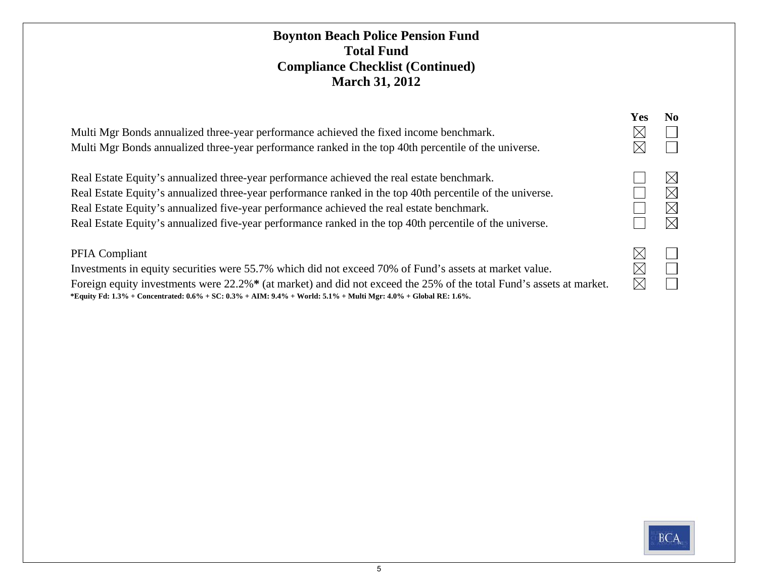# Boynton Beach Police Pension Fund
## Total Fund
## Compliance Checklist (Continued)
## March 31, 2012

| | Yes | No |
|---|---|---|
| Multi Mgr Bonds annualized three-year performance achieved the fixed income benchmark. | ☒ | ☐ |
| Multi Mgr Bonds annualized three-year performance ranked in the top 40th percentile of the universe. | ☒ | ☐ |
| | | |
| Real Estate Equity's annualized three-year performance achieved the real estate benchmark. | ☐ | ☒ |
| Real Estate Equity's annualized three-year performance ranked in the top 40th percentile of the universe. | ☐ | ☒ |
| Real Estate Equity's annualized five-year performance achieved the real estate benchmark. | ☐ | ☒ |
| Real Estate Equity's annualized five-year performance ranked in the top 40th percentile of the universe. | ☐ | ☒ |
| | | |
| PFIA Compliant | ☒ | ☐ |
| Investments in equity securities were 55.7% which did not exceed 70% of Fund's assets at market value. | ☒ | ☐ |
| Foreign equity investments were 22.2%**\*** (at market) and did not exceed the 25% of the total Fund's assets at market. | ☒ | ☐ |

**\*Equity Fd: 1.3% + Concentrated: 0.6% + SC: 0.3% + AIM: 9.4% + World: 5.1% + Multi Mgr: 4.0% + Global RE: 1.6%.**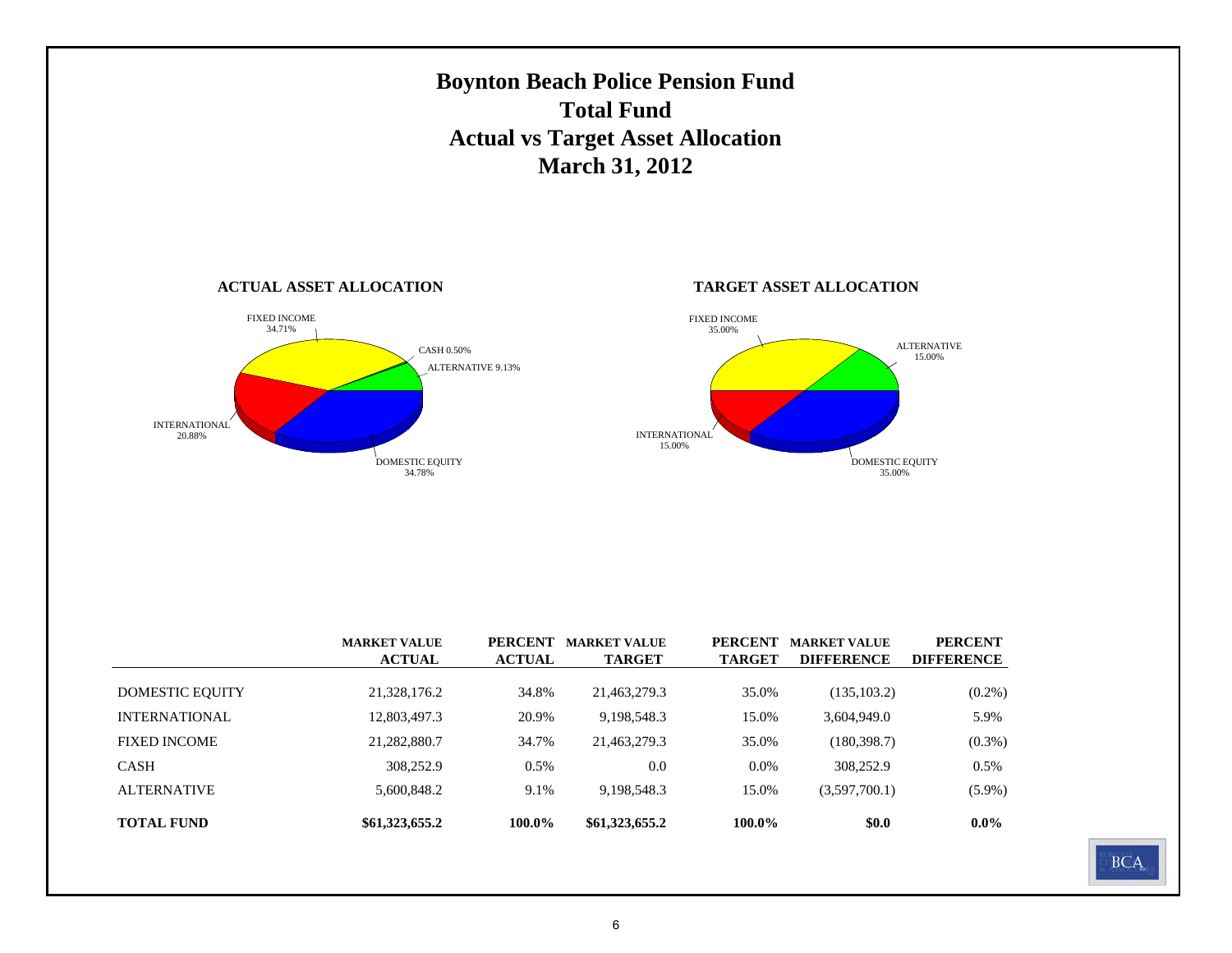# Boynton Beach Police Pension Fund
# Total Fund
# Actual vs Target Asset Allocation
# March 31, 2012

**ACTUAL ASSET ALLOCATION**

FIXED INCOME 34.71%
CASH 0.50%
ALTERNATIVE 9.13%
INTERNATIONAL 20.88%
DOMESTIC EQUITY 34.78%

**TARGET ASSET ALLOCATION**

FIXED INCOME 35.00%
ALTERNATIVE 15.00%
INTERNATIONAL 15.00%
DOMESTIC EQUITY 35.00%

| | MARKET VALUE ACTUAL | PERCENT ACTUAL | MARKET VALUE TARGET | PERCENT TARGET | MARKET VALUE DIFFERENCE | PERCENT DIFFERENCE |
|---|---|---|---|---|---|---|
| DOMESTIC EQUITY | 21,328,176.2 | 34.8% | 21,463,279.3 | 35.0% | (135,103.2) | (0.2%) |
| INTERNATIONAL | 12,803,497.3 | 20.9% | 9,198,548.3 | 15.0% | 3,604,949.0 | 5.9% |
| FIXED INCOME | 21,282,880.7 | 34.7% | 21,463,279.3 | 35.0% | (180,398.7) | (0.3%) |
| CASH | 308,252.9 | 0.5% | 0.0 | 0.0% | 308,252.9 | 0.5% |
| ALTERNATIVE | 5,600,848.2 | 9.1% | 9,198,548.3 | 15.0% | (3,597,700.1) | (5.9%) |
| **TOTAL FUND** | **$61,323,655.2** | **100.0%** | **$61,323,655.2** | **100.0%** | **$0.0** | **0.0%** |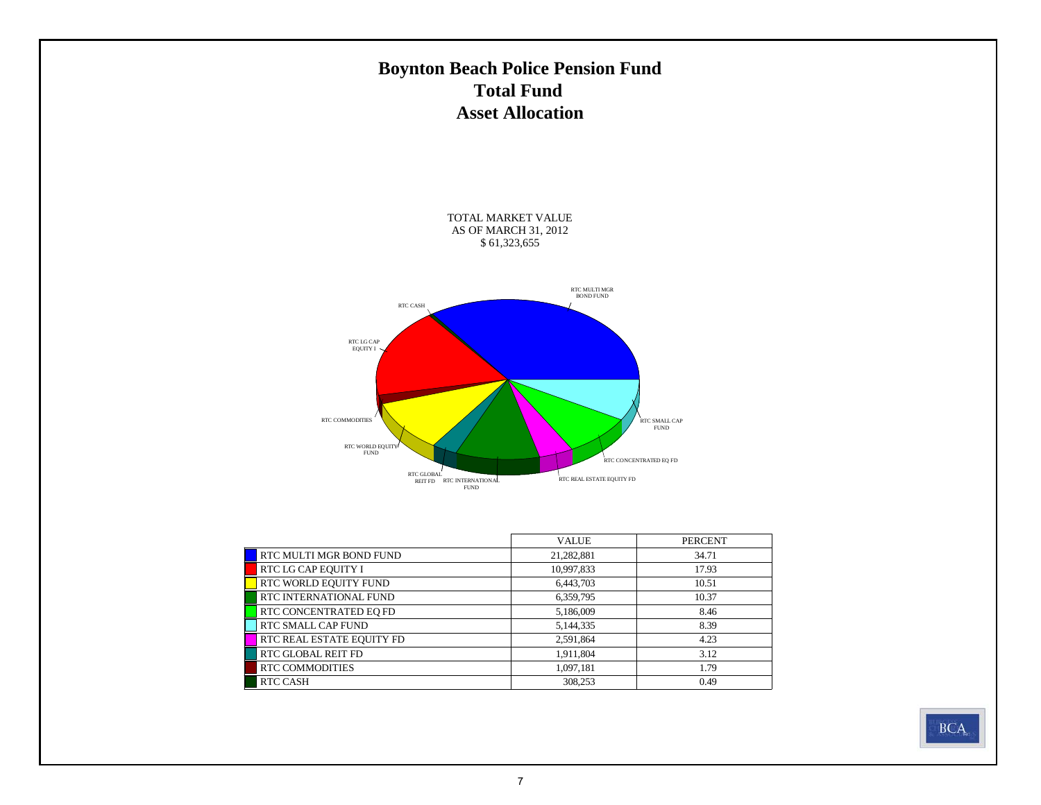# Boynton Beach Police Pension Fund
## Total Fund
## Asset Allocation

TOTAL MARKET VALUE
AS OF MARCH 31, 2012
$ 61,323,655

| | VALUE | PERCENT |
|---|---|---|
| RTC MULTI MGR BOND FUND | 21,282,881 | 34.71 |
| RTC LG CAP EQUITY I | 10,997,833 | 17.93 |
| RTC WORLD EQUITY FUND | 6,443,703 | 10.51 |
| RTC INTERNATIONAL FUND | 6,359,795 | 10.37 |
| RTC CONCENTRATED EQ FD | 5,186,009 | 8.46 |
| RTC SMALL CAP FUND | 5,144,335 | 8.39 |
| RTC REAL ESTATE EQUITY FD | 2,591,864 | 4.23 |
| RTC GLOBAL REIT FD | 1,911,804 | 3.12 |
| RTC COMMODITIES | 1,097,181 | 1.79 |
| RTC CASH | 308,253 | 0.49 |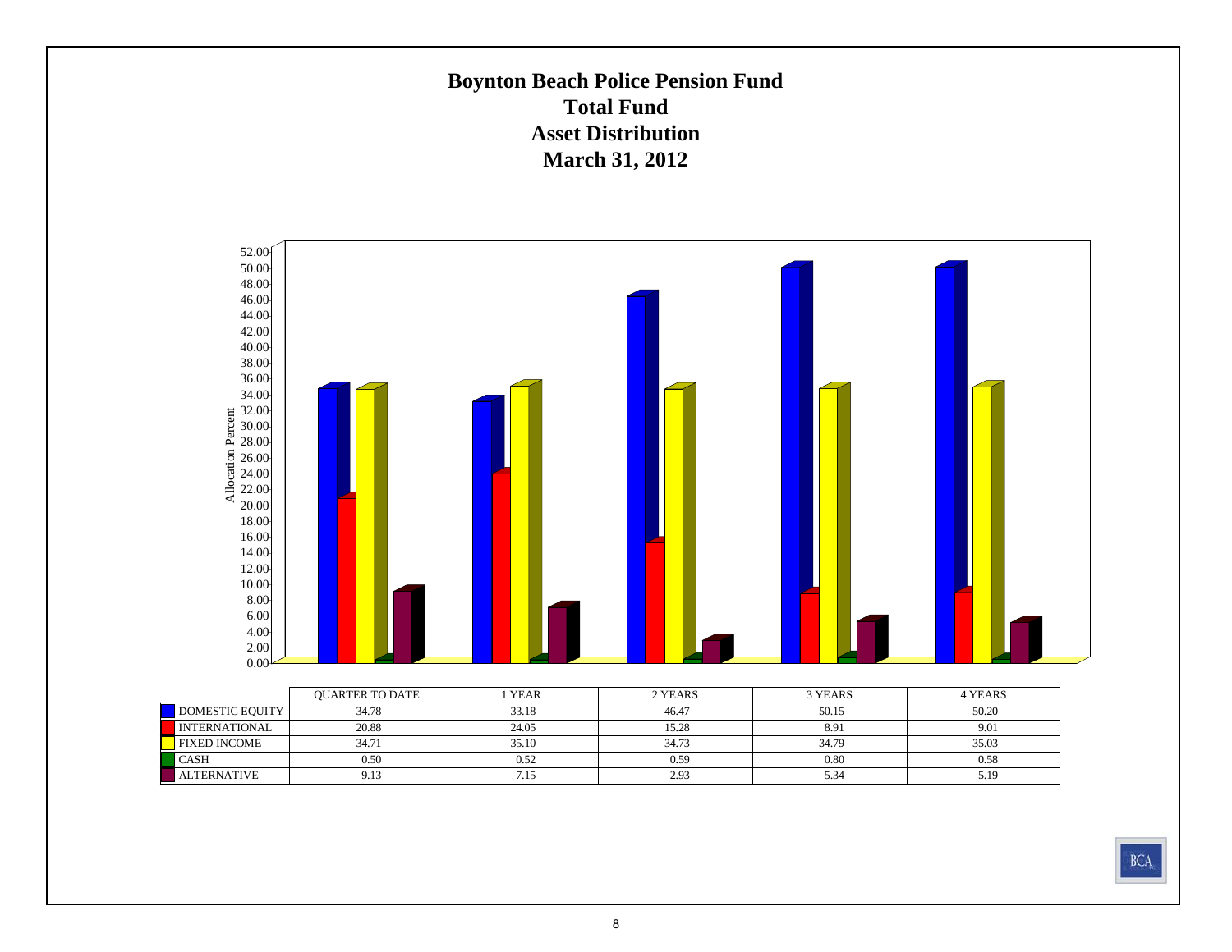# Boynton Beach Police Pension Fund
## Total Fund
## Asset Distribution
## March 31, 2012

| | QUARTER TO DATE | 1 YEAR | 2 YEARS | 3 YEARS | 4 YEARS |
|---|---|---|---|---|---|
| DOMESTIC EQUITY | 34.78 | 33.18 | 46.47 | 50.15 | 50.20 |
| INTERNATIONAL | 20.88 | 24.05 | 15.28 | 8.91 | 9.01 |
| FIXED INCOME | 34.71 | 35.10 | 34.73 | 34.79 | 35.03 |
| CASH | 0.50 | 0.52 | 0.59 | 0.80 | 0.58 |
| ALTERNATIVE | 9.13 | 7.15 | 2.93 | 5.34 | 5.19 |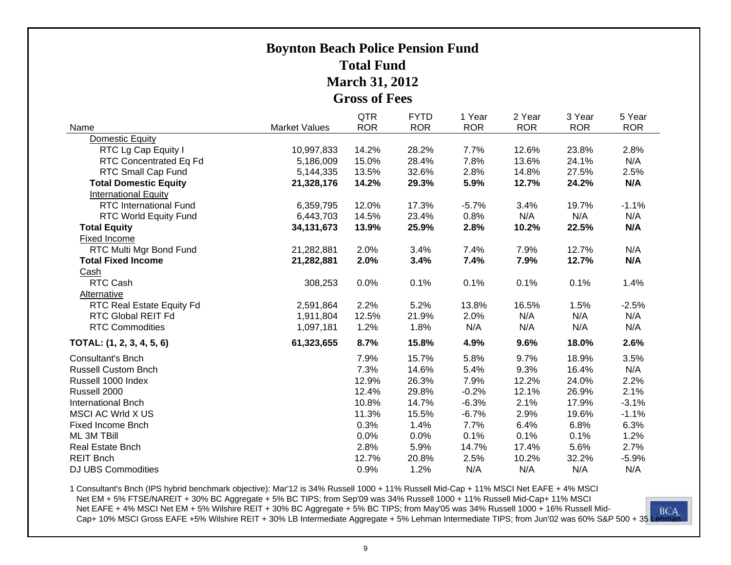# Boynton Beach Police Pension Fund

## Total Fund

## March 31, 2012

## Gross of Fees

| Name | Market Values | QTR ROR | FYTD ROR | 1 Year ROR | 2 Year ROR | 3 Year ROR | 5 Year ROR |
|---|---|---|---|---|---|---|---|
| Domestic Equity | | | | | | | |
| RTC Lg Cap Equity I | 10,997,833 | 14.2% | 28.2% | 7.7% | 12.6% | 23.8% | 2.8% |
| RTC Concentrated Eq Fd | 5,186,009 | 15.0% | 28.4% | 7.8% | 13.6% | 24.1% | N/A |
| RTC Small Cap Fund | 5,144,335 | 13.5% | 32.6% | 2.8% | 14.8% | 27.5% | 2.5% |
| **Total Domestic Equity** | **21,328,176** | **14.2%** | **29.3%** | **5.9%** | **12.7%** | **24.2%** | **N/A** |
| International Equity | | | | | | | |
| RTC International Fund | 6,359,795 | 12.0% | 17.3% | -5.7% | 3.4% | 19.7% | -1.1% |
| RTC World Equity Fund | 6,443,703 | 14.5% | 23.4% | 0.8% | N/A | N/A | N/A |
| **Total Equity** | **34,131,673** | **13.9%** | **25.9%** | **2.8%** | **10.2%** | **22.5%** | **N/A** |
| Fixed Income | | | | | | | |
| RTC Multi Mgr Bond Fund | 21,282,881 | 2.0% | 3.4% | 7.4% | 7.9% | 12.7% | N/A |
| **Total Fixed Income** | **21,282,881** | **2.0%** | **3.4%** | **7.4%** | **7.9%** | **12.7%** | **N/A** |
| Cash | | | | | | | |
| RTC Cash | 308,253 | 0.0% | 0.1% | 0.1% | 0.1% | 0.1% | 1.4% |
| Alternative | | | | | | | |
| RTC Real Estate Equity Fd | 2,591,864 | 2.2% | 5.2% | 13.8% | 16.5% | 1.5% | -2.5% |
| RTC Global REIT Fd | 1,911,804 | 12.5% | 21.9% | 2.0% | N/A | N/A | N/A |
| RTC Commodities | 1,097,181 | 1.2% | 1.8% | N/A | N/A | N/A | N/A |
| **TOTAL: (1, 2, 3, 4, 5, 6)** | **61,323,655** | **8.7%** | **15.8%** | **4.9%** | **9.6%** | **18.0%** | **2.6%** |
| Consultant's Bnch | | 7.9% | 15.7% | 5.8% | 9.7% | 18.9% | 3.5% |
| Russell Custom Bnch | | 7.3% | 14.6% | 5.4% | 9.3% | 16.4% | N/A |
| Russell 1000 Index | | 12.9% | 26.3% | 7.9% | 12.2% | 24.0% | 2.2% |
| Russell 2000 | | 12.4% | 29.8% | -0.2% | 12.1% | 26.9% | 2.1% |
| International Bnch | | 10.8% | 14.7% | -6.3% | 2.1% | 17.9% | -3.1% |
| MSCI AC Wrld X US | | 11.3% | 15.5% | -6.7% | 2.9% | 19.6% | -1.1% |
| Fixed Income Bnch | | 0.3% | 1.4% | 7.7% | 6.4% | 6.8% | 6.3% |
| ML 3M TBill | | 0.0% | 0.0% | 0.1% | 0.1% | 0.1% | 1.2% |
| Real Estate Bnch | | 2.8% | 5.9% | 14.7% | 17.4% | 5.6% | 2.7% |
| REIT Bnch | | 12.7% | 20.8% | 2.5% | 10.2% | 32.2% | -5.9% |
| DJ UBS Commodities | | 0.9% | 1.2% | N/A | N/A | N/A | N/A |

1 Consultant's Bnch (IPS hybrid benchmark objective): Mar'12 is 34% Russell 1000 + 11% Russell Mid-Cap + 11% MSCI Net EAFE + 4% MSCI Net EM + 5% FTSE/NAREIT + 30% BC Aggregate + 5% BC TIPS; from Sep'09 was 34% Russell 1000 + 11% Russell Mid-Cap+ 11% MSCI Net EAFE + 4% MSCI Net EM + 5% Wilshire REIT + 30% BC Aggregate + 5% BC TIPS; from May'05 was 34% Russell 1000 + 16% Russell Mid-Cap+ 10% MSCI Gross EAFE +5% Wilshire REIT + 30% LB Intermediate Aggregate + 5% Lehman Intermediate TIPS; from Jun'02 was 60% S&P 500 + 35 Lehman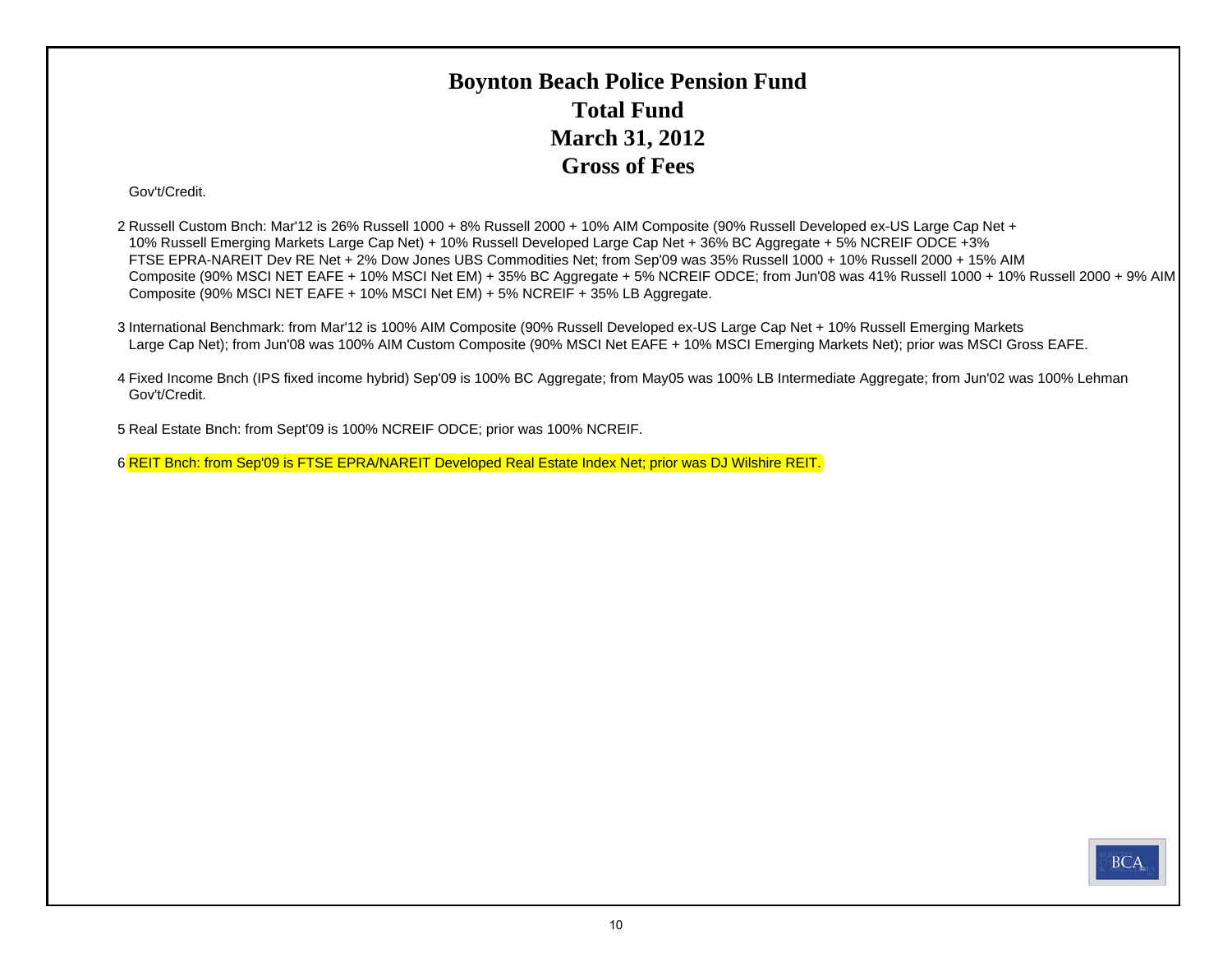# Boynton Beach Police Pension Fund
# Total Fund
# March 31, 2012
# Gross of Fees

Gov't/Credit.

2 Russell Custom Bnch: Mar'12 is 26% Russell 1000 + 8% Russell 2000 + 10% AIM Composite (90% Russell Developed ex-US Large Cap Net + 10% Russell Emerging Markets Large Cap Net) + 10% Russell Developed Large Cap Net + 36% BC Aggregate + 5% NCREIF ODCE +3% FTSE EPRA-NAREIT Dev RE Net + 2% Dow Jones UBS Commodities Net; from Sep'09 was 35% Russell 1000 + 10% Russell 2000 + 15% AIM Composite (90% MSCI NET EAFE + 10% MSCI Net EM) + 35% BC Aggregate + 5% NCREIF ODCE; from Jun'08 was 41% Russell 1000 + 10% Russell 2000 + 9% AIM Composite (90% MSCI NET EAFE + 10% MSCI Net EM) + 5% NCREIF + 35% LB Aggregate.

3 International Benchmark: from Mar'12 is 100% AIM Composite (90% Russell Developed ex-US Large Cap Net + 10% Russell Emerging Markets Large Cap Net); from Jun'08 was 100% AIM Custom Composite (90% MSCI Net EAFE + 10% MSCI Emerging Markets Net); prior was MSCI Gross EAFE.

4 Fixed Income Bnch (IPS fixed income hybrid) Sep'09 is 100% BC Aggregate; from May05 was 100% LB Intermediate Aggregate; from Jun'02 was 100% Lehman Gov't/Credit.

5 Real Estate Bnch: from Sept'09 is 100% NCREIF ODCE; prior was 100% NCREIF.

6 REIT Bnch: from Sep'09 is FTSE EPRA/NAREIT Developed Real Estate Index Net; prior was DJ Wilshire REIT.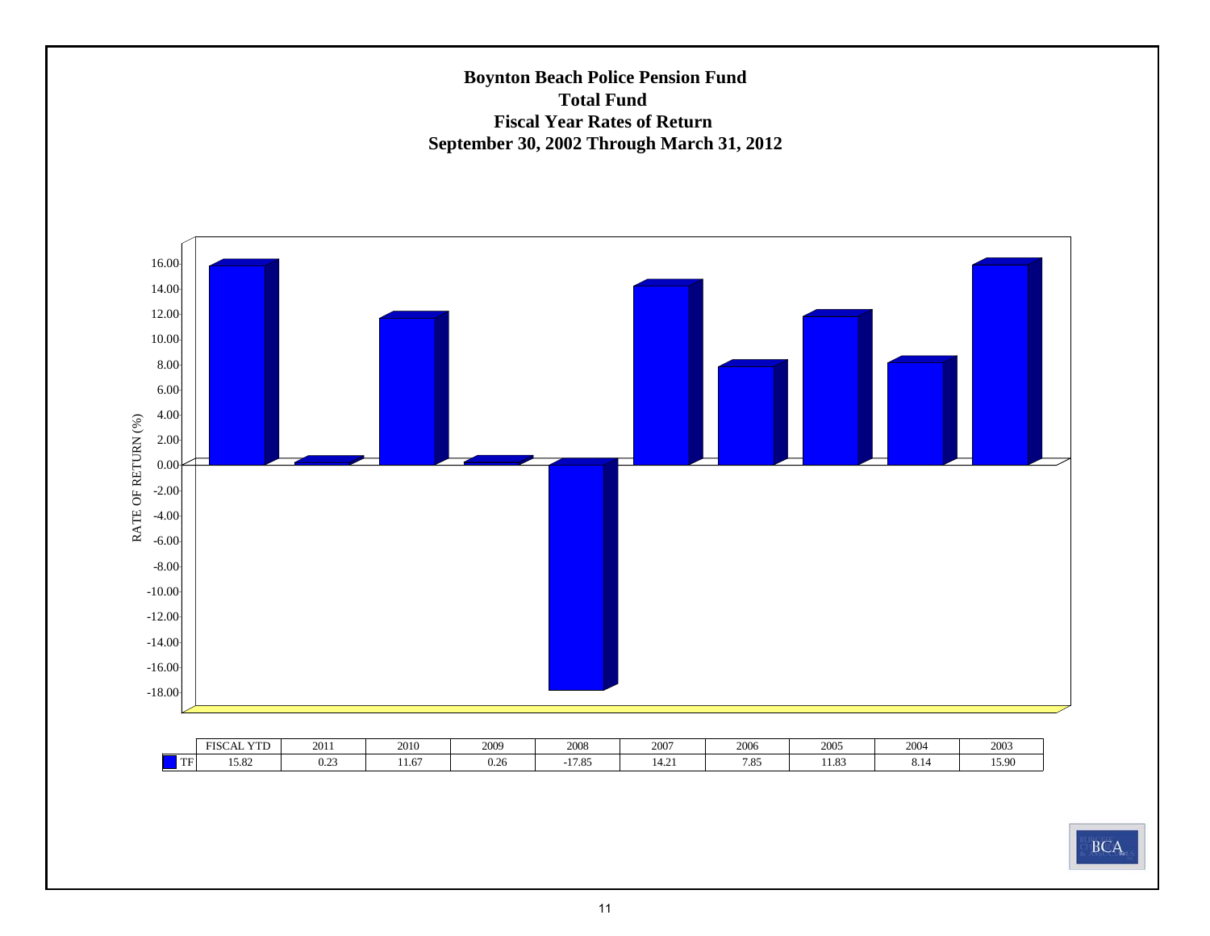# Boynton Beach Police Pension Fund
## Total Fund
## Fiscal Year Rates of Return
## September 30, 2002 Through March 31, 2012

|  | FISCAL YTD | 2011 | 2010 | 2009 | 2008 | 2007 | 2006 | 2005 | 2004 | 2003 |
|---|---|---|---|---|---|---|---|---|---|---|
| TF | 15.82 | 0.23 | 11.67 | 0.26 | -17.85 | 14.21 | 7.85 | 11.83 | 8.14 | 15.90 |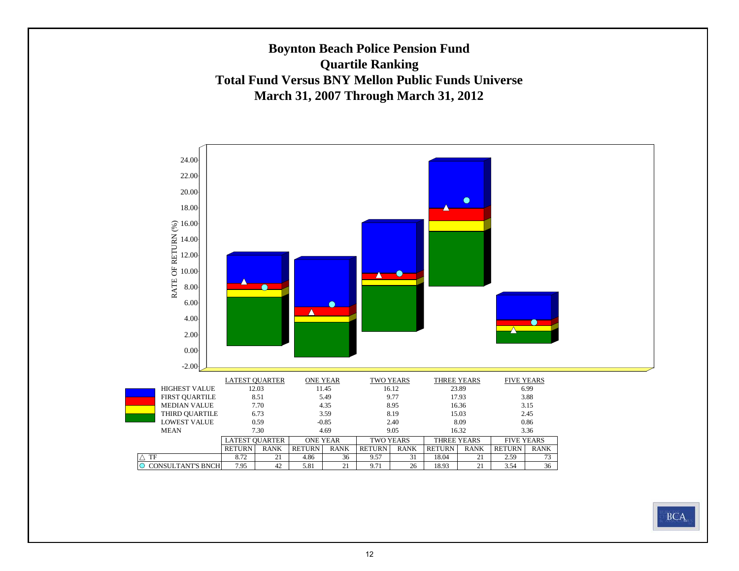# Boynton Beach Police Pension Fund

## Quartile Ranking

## Total Fund Versus BNY Mellon Public Funds Universe

## March 31, 2007 Through March 31, 2012

| | LATEST QUARTER | ONE YEAR | TWO YEARS | THREE YEARS | FIVE YEARS |
|---|---|---|---|---|---|
| HIGHEST VALUE | 12.03 | 11.45 | 16.12 | 23.89 | 6.99 |
| FIRST QUARTILE | 8.51 | 5.49 | 9.77 | 17.93 | 3.88 |
| MEDIAN VALUE | 7.70 | 4.35 | 8.95 | 16.36 | 3.15 |
| THIRD QUARTILE | 6.73 | 3.59 | 8.19 | 15.03 | 2.45 |
| LOWEST VALUE | 0.59 | -0.85 | 2.40 | 8.09 | 0.86 |
| MEAN | 7.30 | 4.69 | 9.05 | 16.32 | 3.36 |

| | LATEST QUARTER | | ONE YEAR | | TWO YEARS | | THREE YEARS | | FIVE YEARS | |
|---|---|---|---|---|---|---|---|---|---|---|
| | RETURN | RANK | RETURN | RANK | RETURN | RANK | RETURN | RANK | RETURN | RANK |
| △ TF | 8.72 | 21 | 4.86 | 36 | 9.57 | 31 | 18.04 | 21 | 2.59 | 73 |
| ○ CONSULTANT'S BNCH | 7.95 | 42 | 5.81 | 21 | 9.71 | 26 | 18.93 | 21 | 3.54 | 36 |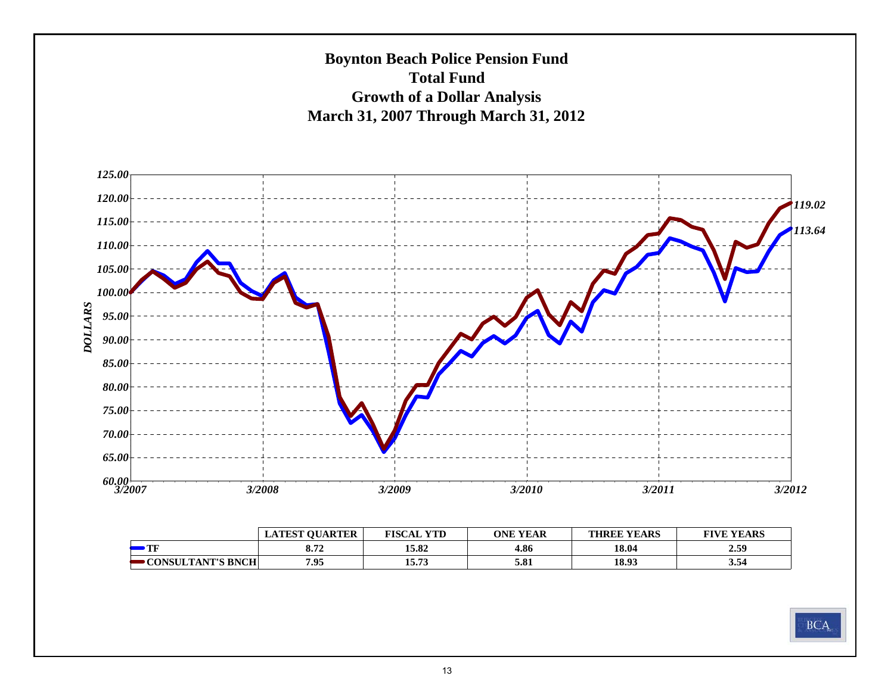# Boynton Beach Police Pension Fund
## Total Fund
## Growth of a Dollar Analysis
## March 31, 2007 Through March 31, 2012

|  | LATEST QUARTER | FISCAL YTD | ONE YEAR | THREE YEARS | FIVE YEARS |
|---|---|---|---|---|---|
| TF | 8.72 | 15.82 | 4.86 | 18.04 | 2.59 |
| CONSULTANT'S BNCH | 7.95 | 15.73 | 5.81 | 18.93 | 3.54 |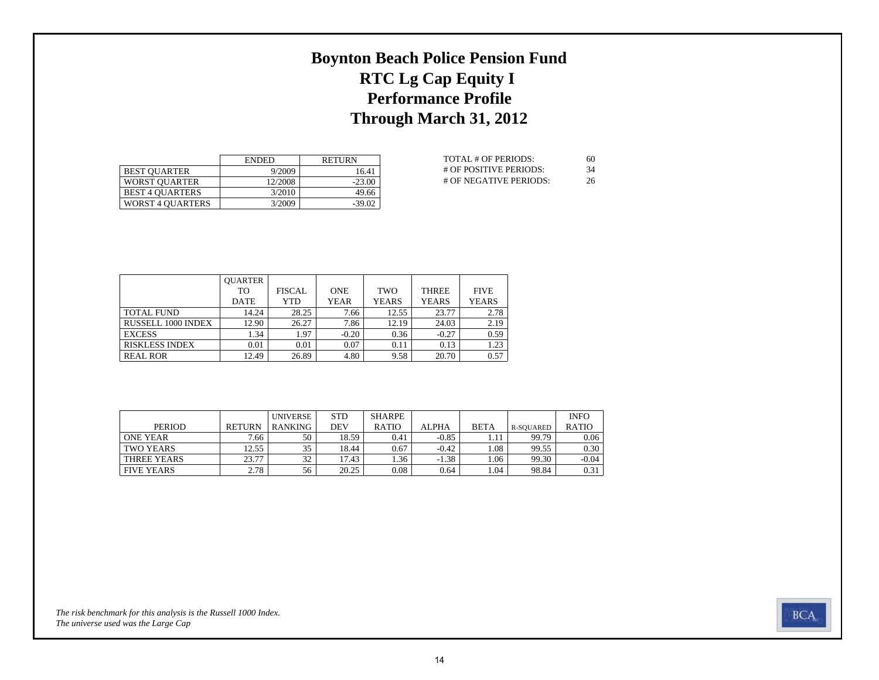# Boynton Beach Police Pension Fund
# RTC Lg Cap Equity I
# Performance Profile
# Through March 31, 2012

| | ENDED | RETURN |
|---|---|---|
| BEST QUARTER | 9/2009 | 16.41 |
| WORST QUARTER | 12/2008 | -23.00 |
| BEST 4 QUARTERS | 3/2010 | 49.66 |
| WORST 4 QUARTERS | 3/2009 | -39.02 |

| | |
|---|---|
| TOTAL # OF PERIODS: | 60 |
| # OF POSITIVE PERIODS: | 34 |
| # OF NEGATIVE PERIODS: | 26 |

| | QUARTER TO DATE | FISCAL YTD | ONE YEAR | TWO YEARS | THREE YEARS | FIVE YEARS |
|---|---|---|---|---|---|---|
| TOTAL FUND | 14.24 | 28.25 | 7.66 | 12.55 | 23.77 | 2.78 |
| RUSSELL 1000 INDEX | 12.90 | 26.27 | 7.86 | 12.19 | 24.03 | 2.19 |
| EXCESS | 1.34 | 1.97 | -0.20 | 0.36 | -0.27 | 0.59 |
| RISKLESS INDEX | 0.01 | 0.01 | 0.07 | 0.11 | 0.13 | 1.23 |
| REAL ROR | 12.49 | 26.89 | 4.80 | 9.58 | 20.70 | 0.57 |

| PERIOD | RETURN | UNIVERSE RANKING | STD DEV | SHARPE RATIO | ALPHA | BETA | R-SQUARED | INFO RATIO |
|---|---|---|---|---|---|---|---|---|
| ONE YEAR | 7.66 | 50 | 18.59 | 0.41 | -0.85 | 1.11 | 99.79 | 0.06 |
| TWO YEARS | 12.55 | 35 | 18.44 | 0.67 | -0.42 | 1.08 | 99.55 | 0.30 |
| THREE YEARS | 23.77 | 32 | 17.43 | 1.36 | -1.38 | 1.06 | 99.30 | -0.04 |
| FIVE YEARS | 2.78 | 56 | 20.25 | 0.08 | 0.64 | 1.04 | 98.84 | 0.31 |

*The risk benchmark for this analysis is the Russell 1000 Index.*
*The universe used was the Large Cap*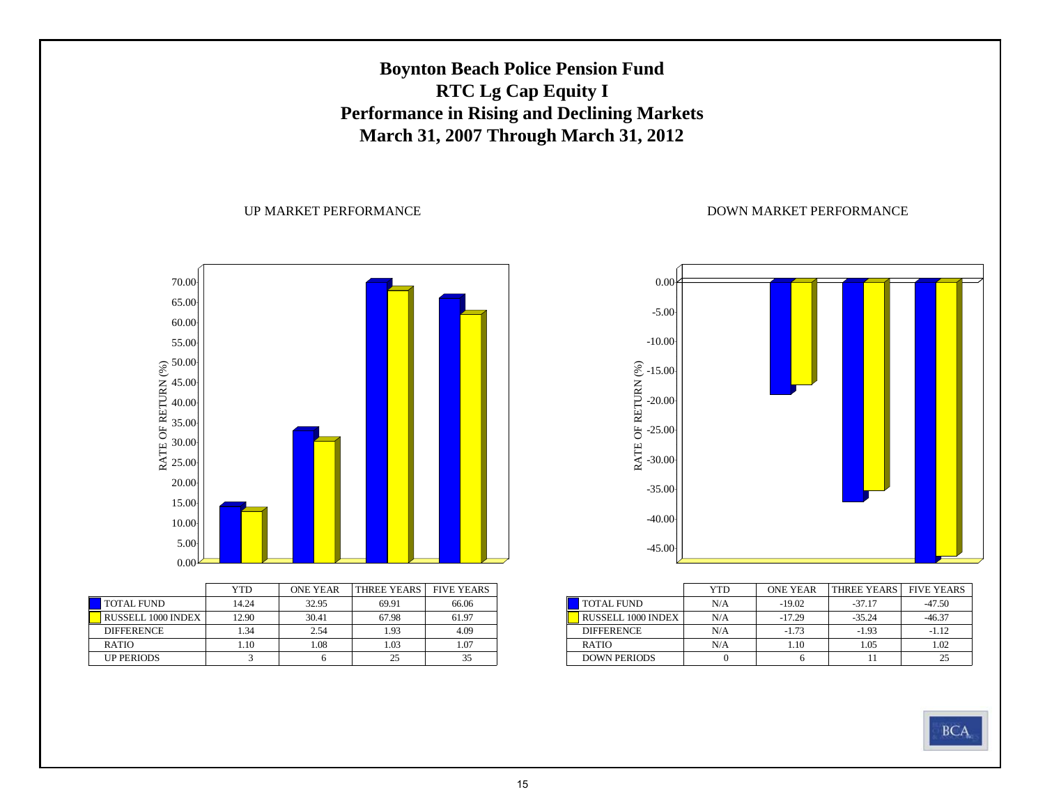# Boynton Beach Police Pension Fund
# RTC Lg Cap Equity I
# Performance in Rising and Declining Markets
# March 31, 2007 Through March 31, 2012

## UP MARKET PERFORMANCE

| | YTD | ONE YEAR | THREE YEARS | FIVE YEARS |
|---|---|---|---|---|
| TOTAL FUND | 14.24 | 32.95 | 69.91 | 66.06 |
| RUSSELL 1000 INDEX | 12.90 | 30.41 | 67.98 | 61.97 |
| DIFFERENCE | 1.34 | 2.54 | 1.93 | 4.09 |
| RATIO | 1.10 | 1.08 | 1.03 | 1.07 |
| UP PERIODS | 3 | 6 | 25 | 35 |

## DOWN MARKET PERFORMANCE

| | YTD | ONE YEAR | THREE YEARS | FIVE YEARS |
|---|---|---|---|---|
| TOTAL FUND | N/A | -19.02 | -37.17 | -47.50 |
| RUSSELL 1000 INDEX | N/A | -17.29 | -35.24 | -46.37 |
| DIFFERENCE | N/A | -1.73 | -1.93 | -1.12 |
| RATIO | N/A | 1.10 | 1.05 | 1.02 |
| DOWN PERIODS | 0 | 6 | 11 | 25 |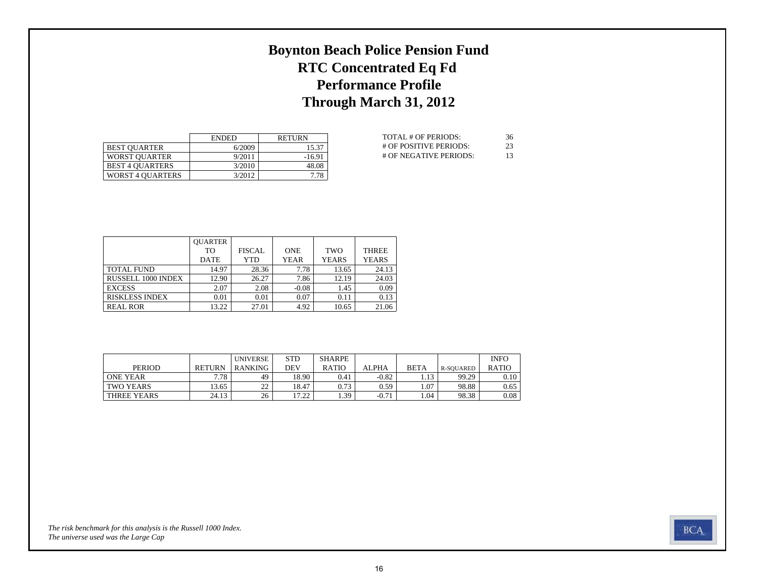# Boynton Beach Police Pension Fund
# RTC Concentrated Eq Fd
# Performance Profile
# Through March 31, 2012

| | ENDED | RETURN |
|---|---|---|
| BEST QUARTER | 6/2009 | 15.37 |
| WORST QUARTER | 9/2011 | -16.91 |
| BEST 4 QUARTERS | 3/2010 | 48.08 |
| WORST 4 QUARTERS | 3/2012 | 7.78 |

| | |
|---|---|
| TOTAL # OF PERIODS: | 36 |
| # OF POSITIVE PERIODS: | 23 |
| # OF NEGATIVE PERIODS: | 13 |

| | QUARTER TO DATE | FISCAL YTD | ONE YEAR | TWO YEARS | THREE YEARS |
|---|---|---|---|---|---|
| TOTAL FUND | 14.97 | 28.36 | 7.78 | 13.65 | 24.13 |
| RUSSELL 1000 INDEX | 12.90 | 26.27 | 7.86 | 12.19 | 24.03 |
| EXCESS | 2.07 | 2.08 | -0.08 | 1.45 | 0.09 |
| RISKLESS INDEX | 0.01 | 0.01 | 0.07 | 0.11 | 0.13 |
| REAL ROR | 13.22 | 27.01 | 4.92 | 10.65 | 21.06 |

| PERIOD | RETURN | UNIVERSE RANKING | STD DEV | SHARPE RATIO | ALPHA | BETA | R-SQUARED | INFO RATIO |
|---|---|---|---|---|---|---|---|---|
| ONE YEAR | 7.78 | 49 | 18.90 | 0.41 | -0.82 | 1.13 | 99.29 | 0.10 |
| TWO YEARS | 13.65 | 22 | 18.47 | 0.73 | 0.59 | 1.07 | 98.88 | 0.65 |
| THREE YEARS | 24.13 | 26 | 17.22 | 1.39 | -0.71 | 1.04 | 98.38 | 0.08 |

*The risk benchmark for this analysis is the Russell 1000 Index.*
*The universe used was the Large Cap*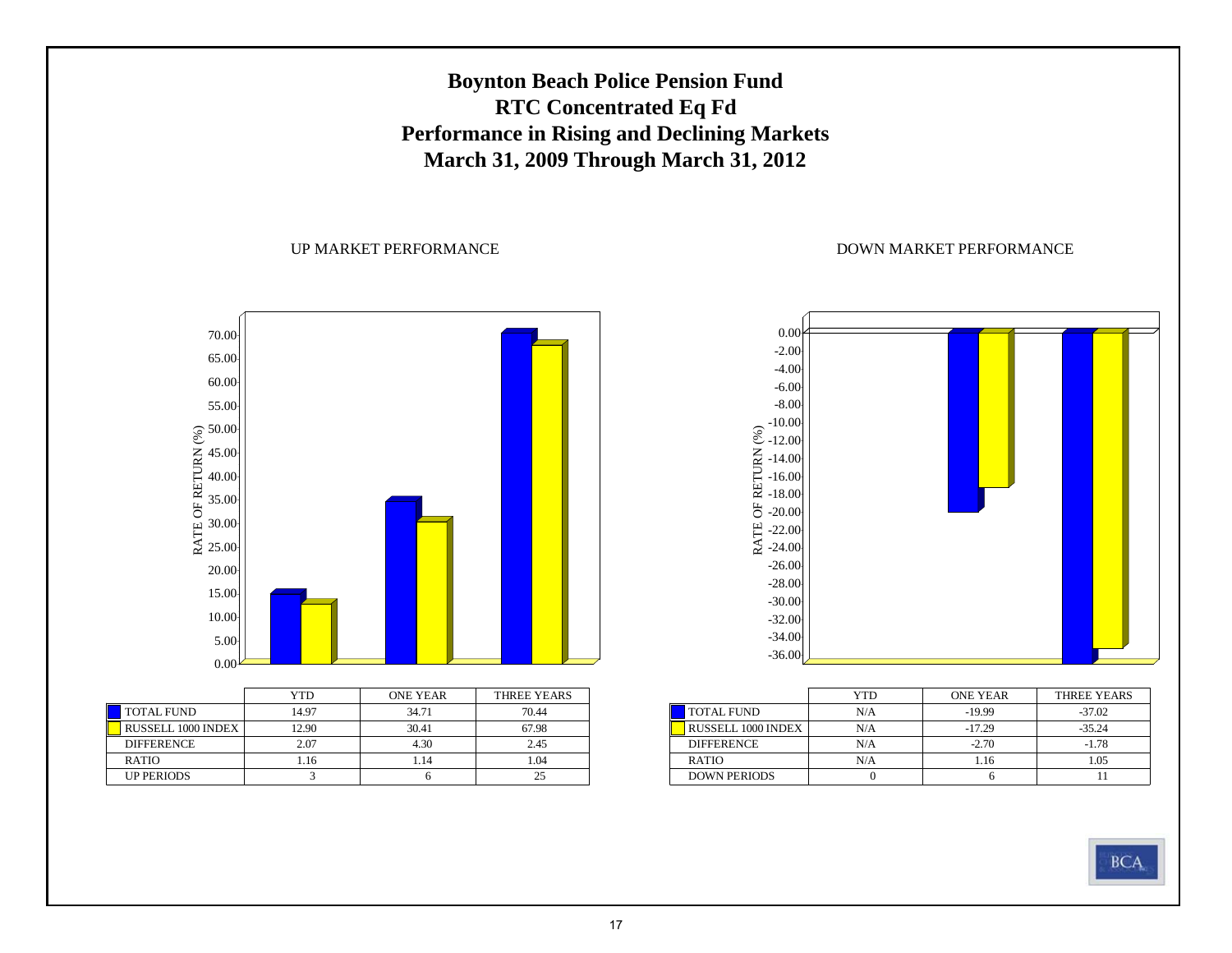# Boynton Beach Police Pension Fund
# RTC Concentrated Eq Fd
# Performance in Rising and Declining Markets
# March 31, 2009 Through March 31, 2012

## UP MARKET PERFORMANCE

|  | YTD | ONE YEAR | THREE YEARS |
|---|---|---|---|
| TOTAL FUND | 14.97 | 34.71 | 70.44 |
| RUSSELL 1000 INDEX | 12.90 | 30.41 | 67.98 |
| DIFFERENCE | 2.07 | 4.30 | 2.45 |
| RATIO | 1.16 | 1.14 | 1.04 |
| UP PERIODS | 3 | 6 | 25 |

## DOWN MARKET PERFORMANCE

|  | YTD | ONE YEAR | THREE YEARS |
|---|---|---|---|
| TOTAL FUND | N/A | -19.99 | -37.02 |
| RUSSELL 1000 INDEX | N/A | -17.29 | -35.24 |
| DIFFERENCE | N/A | -2.70 | -1.78 |
| RATIO | N/A | 1.16 | 1.05 |
| DOWN PERIODS | 0 | 6 | 11 |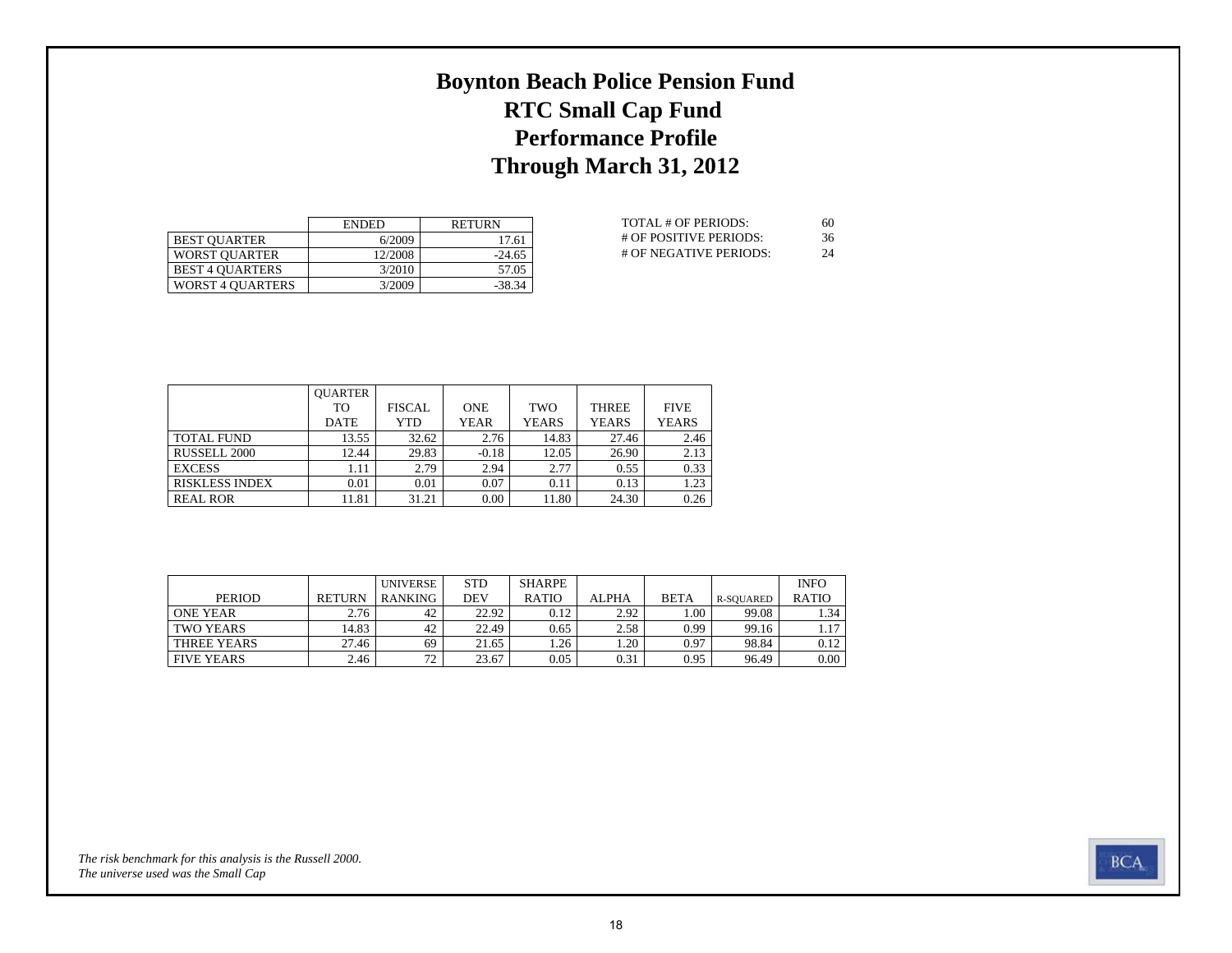# Boynton Beach Police Pension Fund
# RTC Small Cap Fund
# Performance Profile
# Through March 31, 2012

| | ENDED | RETURN |
|---|---|---|
| BEST QUARTER | 6/2009 | 17.61 |
| WORST QUARTER | 12/2008 | -24.65 |
| BEST 4 QUARTERS | 3/2010 | 57.05 |
| WORST 4 QUARTERS | 3/2009 | -38.34 |

| | |
|---|---|
| TOTAL # OF PERIODS: | 60 |
| # OF POSITIVE PERIODS: | 36 |
| # OF NEGATIVE PERIODS: | 24 |

| | QUARTER TO DATE | FISCAL YTD | ONE YEAR | TWO YEARS | THREE YEARS | FIVE YEARS |
|---|---|---|---|---|---|---|
| TOTAL FUND | 13.55 | 32.62 | 2.76 | 14.83 | 27.46 | 2.46 |
| RUSSELL 2000 | 12.44 | 29.83 | -0.18 | 12.05 | 26.90 | 2.13 |
| EXCESS | 1.11 | 2.79 | 2.94 | 2.77 | 0.55 | 0.33 |
| RISKLESS INDEX | 0.01 | 0.01 | 0.07 | 0.11 | 0.13 | 1.23 |
| REAL ROR | 11.81 | 31.21 | 0.00 | 11.80 | 24.30 | 0.26 |

| PERIOD | RETURN | UNIVERSE RANKING | STD DEV | SHARPE RATIO | ALPHA | BETA | R-SQUARED | INFO RATIO |
|---|---|---|---|---|---|---|---|---|
| ONE YEAR | 2.76 | 42 | 22.92 | 0.12 | 2.92 | 1.00 | 99.08 | 1.34 |
| TWO YEARS | 14.83 | 42 | 22.49 | 0.65 | 2.58 | 0.99 | 99.16 | 1.17 |
| THREE YEARS | 27.46 | 69 | 21.65 | 1.26 | 1.20 | 0.97 | 98.84 | 0.12 |
| FIVE YEARS | 2.46 | 72 | 23.67 | 0.05 | 0.31 | 0.95 | 96.49 | 0.00 |

*The risk benchmark for this analysis is the Russell 2000.*
*The universe used was the Small Cap*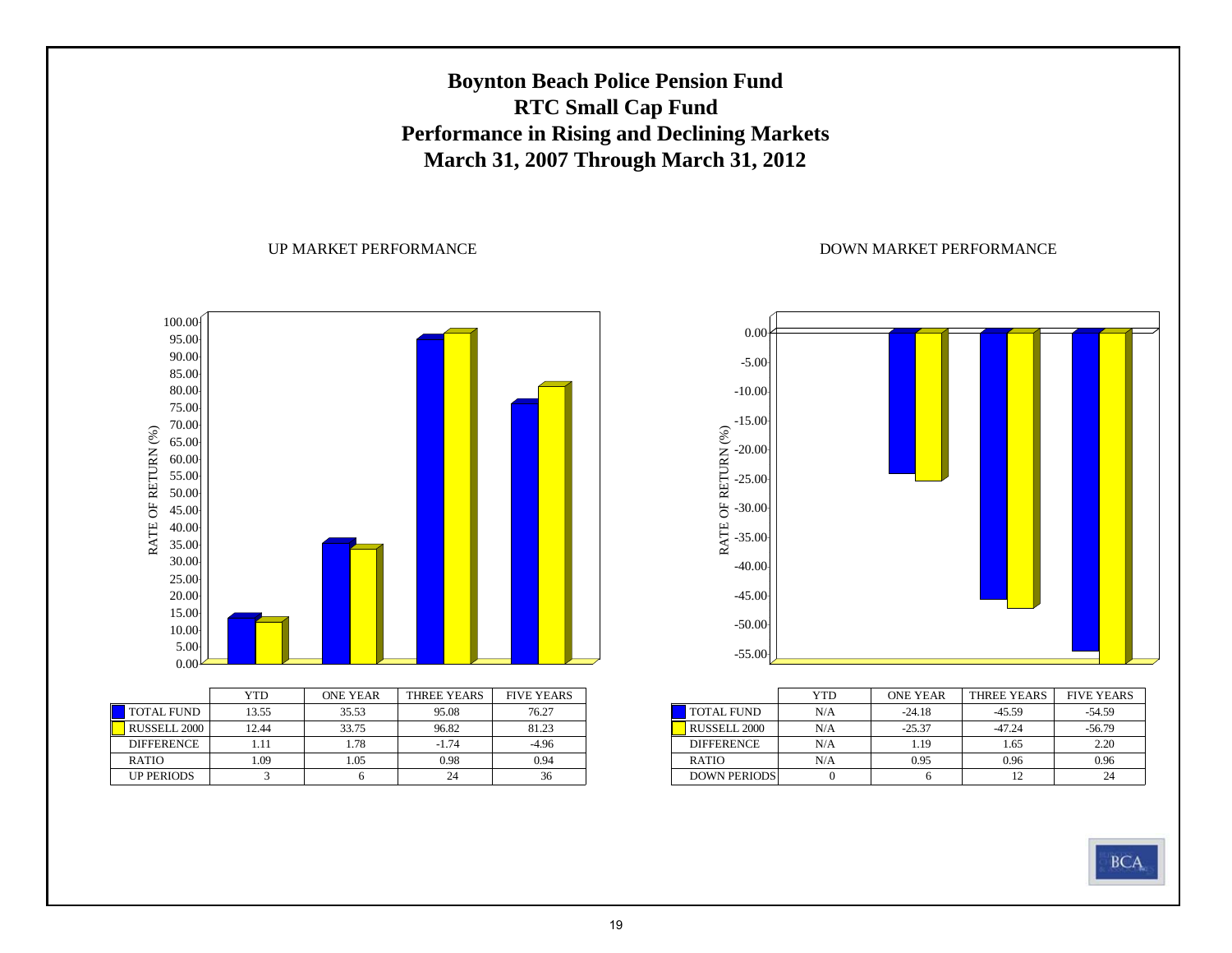# Boynton Beach Police Pension Fund
## RTC Small Cap Fund
## Performance in Rising and Declining Markets
## March 31, 2007 Through March 31, 2012

UP MARKET PERFORMANCE

| | YTD | ONE YEAR | THREE YEARS | FIVE YEARS |
|---|---|---|---|---|
| TOTAL FUND | 13.55 | 35.53 | 95.08 | 76.27 |
| RUSSELL 2000 | 12.44 | 33.75 | 96.82 | 81.23 |
| DIFFERENCE | 1.11 | 1.78 | -1.74 | -4.96 |
| RATIO | 1.09 | 1.05 | 0.98 | 0.94 |
| UP PERIODS | 3 | 6 | 24 | 36 |

DOWN MARKET PERFORMANCE

| | YTD | ONE YEAR | THREE YEARS | FIVE YEARS |
|---|---|---|---|---|
| TOTAL FUND | N/A | -24.18 | -45.59 | -54.59 |
| RUSSELL 2000 | N/A | -25.37 | -47.24 | -56.79 |
| DIFFERENCE | N/A | 1.19 | 1.65 | 2.20 |
| RATIO | N/A | 0.95 | 0.96 | 0.96 |
| DOWN PERIODS | 0 | 6 | 12 | 24 |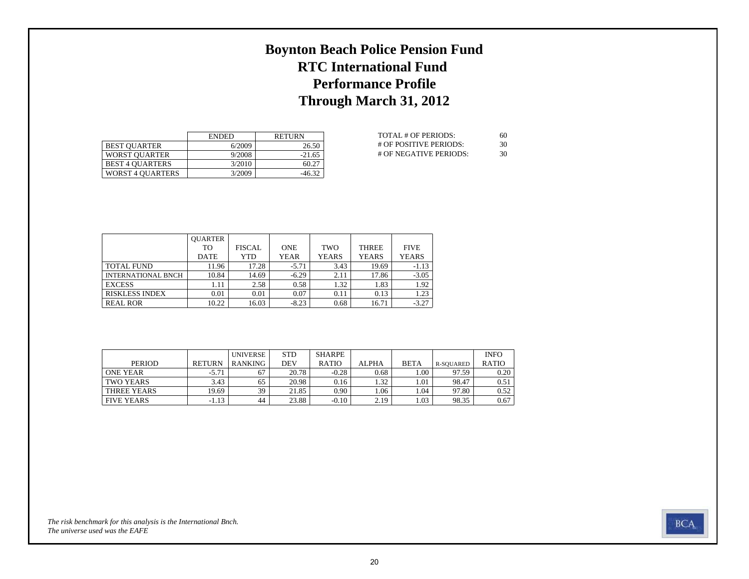# Boynton Beach Police Pension Fund
# RTC International Fund
# Performance Profile
# Through March 31, 2012

| | ENDED | RETURN |
|---|---|---|
| BEST QUARTER | 6/2009 | 26.50 |
| WORST QUARTER | 9/2008 | -21.65 |
| BEST 4 QUARTERS | 3/2010 | 60.27 |
| WORST 4 QUARTERS | 3/2009 | -46.32 |

| | |
|---|---|
| TOTAL # OF PERIODS: | 60 |
| # OF POSITIVE PERIODS: | 30 |
| # OF NEGATIVE PERIODS: | 30 |

| | QUARTER TO DATE | FISCAL YTD | ONE YEAR | TWO YEARS | THREE YEARS | FIVE YEARS |
|---|---|---|---|---|---|---|
| TOTAL FUND | 11.96 | 17.28 | -5.71 | 3.43 | 19.69 | -1.13 |
| INTERNATIONAL BNCH | 10.84 | 14.69 | -6.29 | 2.11 | 17.86 | -3.05 |
| EXCESS | 1.11 | 2.58 | 0.58 | 1.32 | 1.83 | 1.92 |
| RISKLESS INDEX | 0.01 | 0.01 | 0.07 | 0.11 | 0.13 | 1.23 |
| REAL ROR | 10.22 | 16.03 | -8.23 | 0.68 | 16.71 | -3.27 |

| PERIOD | RETURN | UNIVERSE RANKING | STD DEV | SHARPE RATIO | ALPHA | BETA | R-SQUARED | INFO RATIO |
|---|---|---|---|---|---|---|---|---|
| ONE YEAR | -5.71 | 67 | 20.78 | -0.28 | 0.68 | 1.00 | 97.59 | 0.20 |
| TWO YEARS | 3.43 | 65 | 20.98 | 0.16 | 1.32 | 1.01 | 98.47 | 0.51 |
| THREE YEARS | 19.69 | 39 | 21.85 | 0.90 | 1.06 | 1.04 | 97.80 | 0.52 |
| FIVE YEARS | -1.13 | 44 | 23.88 | -0.10 | 2.19 | 1.03 | 98.35 | 0.67 |

*The risk benchmark for this analysis is the International Bnch.*
*The universe used was the EAFE*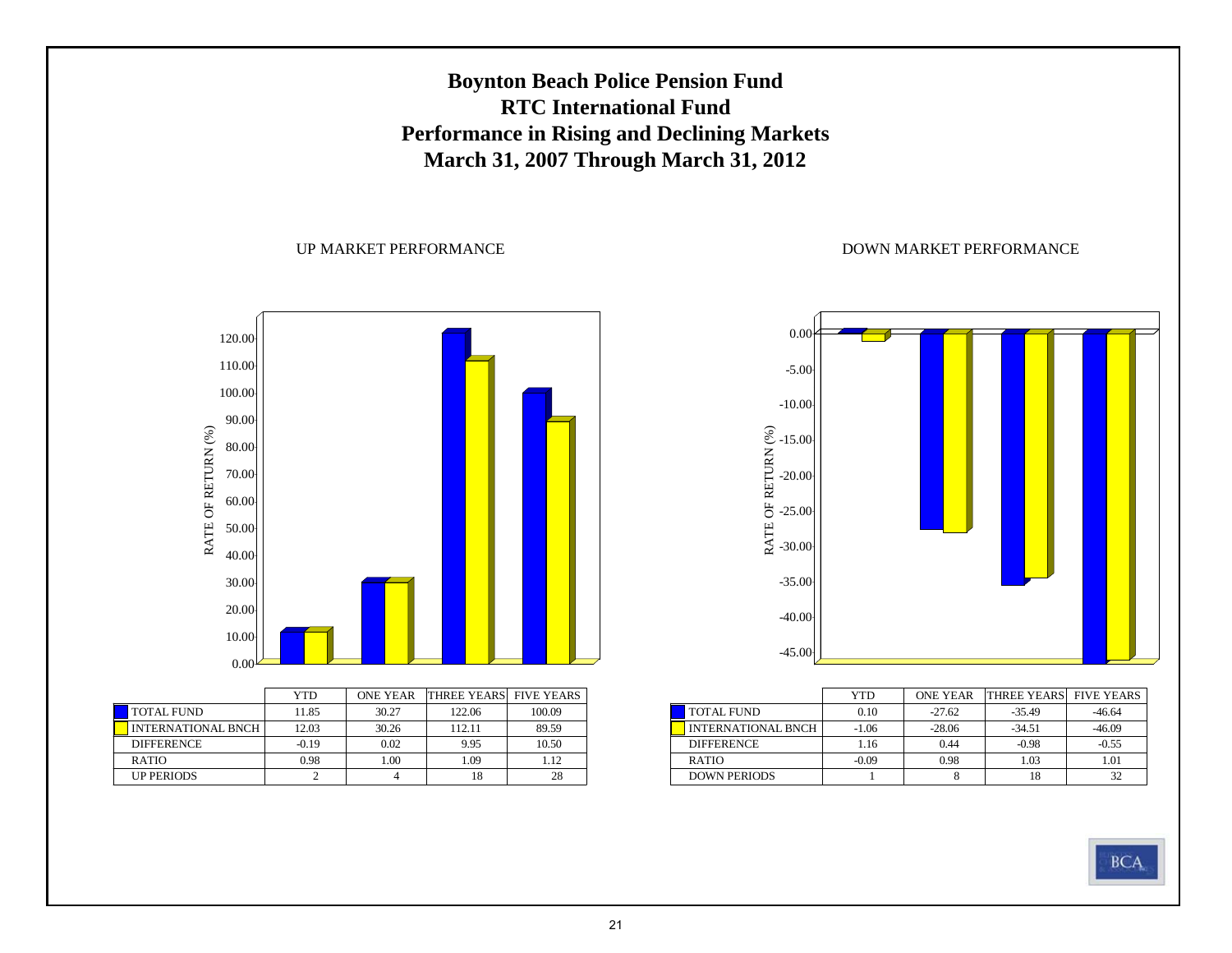# Boynton Beach Police Pension Fund
# RTC International Fund
# Performance in Rising and Declining Markets
# March 31, 2007 Through March 31, 2012

UP MARKET PERFORMANCE

| | YTD | ONE YEAR | THREE YEARS | FIVE YEARS |
|---|---|---|---|---|
| TOTAL FUND | 11.85 | 30.27 | 122.06 | 100.09 |
| INTERNATIONAL BNCH | 12.03 | 30.26 | 112.11 | 89.59 |
| DIFFERENCE | -0.19 | 0.02 | 9.95 | 10.50 |
| RATIO | 0.98 | 1.00 | 1.09 | 1.12 |
| UP PERIODS | 2 | 4 | 18 | 28 |

DOWN MARKET PERFORMANCE

| | YTD | ONE YEAR | THREE YEARS | FIVE YEARS |
|---|---|---|---|---|
| TOTAL FUND | 0.10 | -27.62 | -35.49 | -46.64 |
| INTERNATIONAL BNCH | -1.06 | -28.06 | -34.51 | -46.09 |
| DIFFERENCE | 1.16 | 0.44 | -0.98 | -0.55 |
| RATIO | -0.09 | 0.98 | 1.03 | 1.01 |
| DOWN PERIODS | 1 | 8 | 18 | 32 |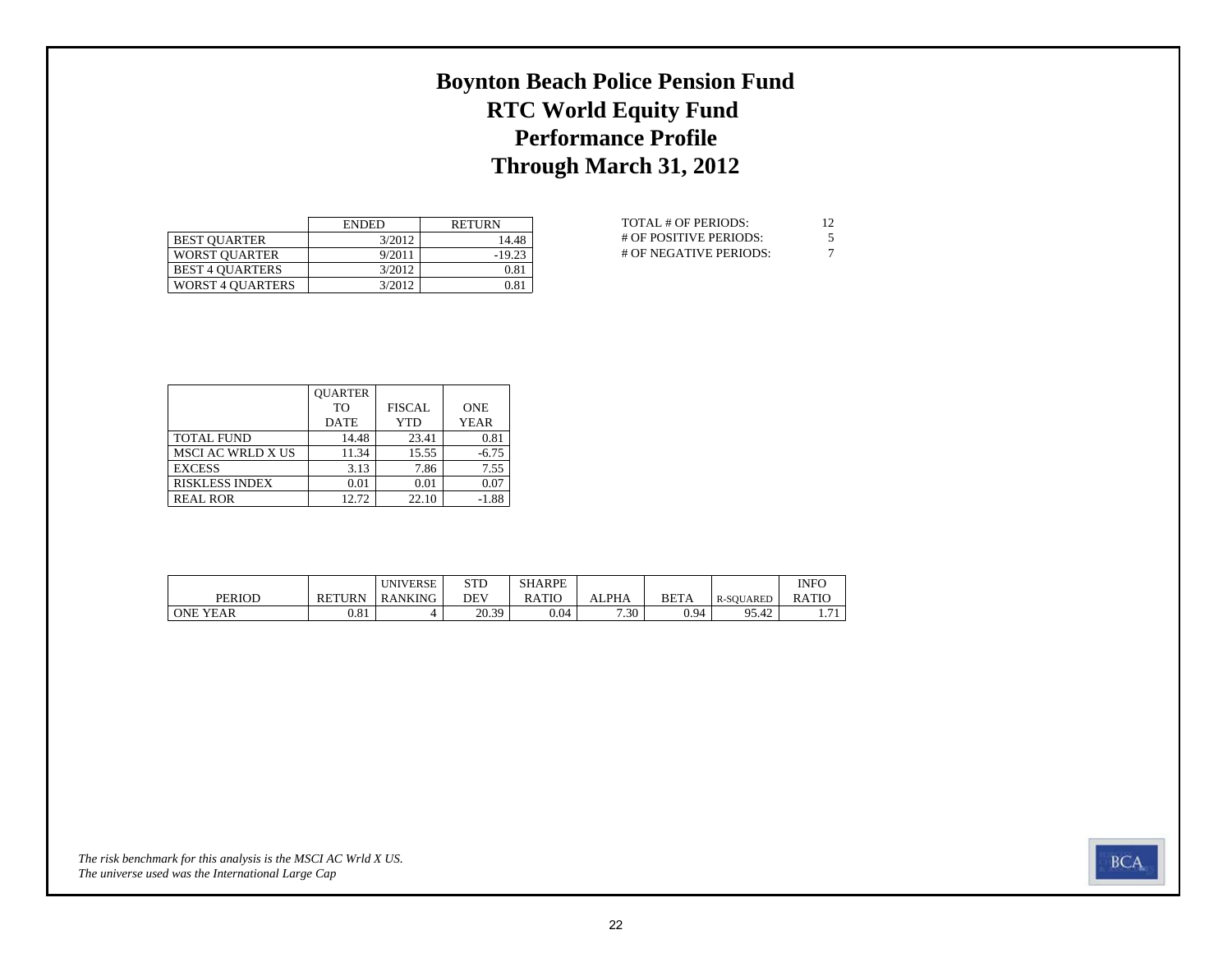# Boynton Beach Police Pension Fund
# RTC World Equity Fund
# Performance Profile
# Through March 31, 2012

| | ENDED | RETURN |
|---|---|---|
| BEST QUARTER | 3/2012 | 14.48 |
| WORST QUARTER | 9/2011 | -19.23 |
| BEST 4 QUARTERS | 3/2012 | 0.81 |
| WORST 4 QUARTERS | 3/2012 | 0.81 |

| | |
|---|---|
| TOTAL # OF PERIODS: | 12 |
| # OF POSITIVE PERIODS: | 5 |
| # OF NEGATIVE PERIODS: | 7 |

| | QUARTER TO DATE | FISCAL YTD | ONE YEAR |
|---|---|---|---|
| TOTAL FUND | 14.48 | 23.41 | 0.81 |
| MSCI AC WRLD X US | 11.34 | 15.55 | -6.75 |
| EXCESS | 3.13 | 7.86 | 7.55 |
| RISKLESS INDEX | 0.01 | 0.01 | 0.07 |
| REAL ROR | 12.72 | 22.10 | -1.88 |

| PERIOD | RETURN | UNIVERSE RANKING | STD DEV | SHARPE RATIO | ALPHA | BETA | R-SQUARED | INFO RATIO |
|---|---|---|---|---|---|---|---|---|
| ONE YEAR | 0.81 | 4 | 20.39 | 0.04 | 7.30 | 0.94 | 95.42 | 1.71 |

*The risk benchmark for this analysis is the MSCI AC Wrld X US.*
*The universe used was the International Large Cap*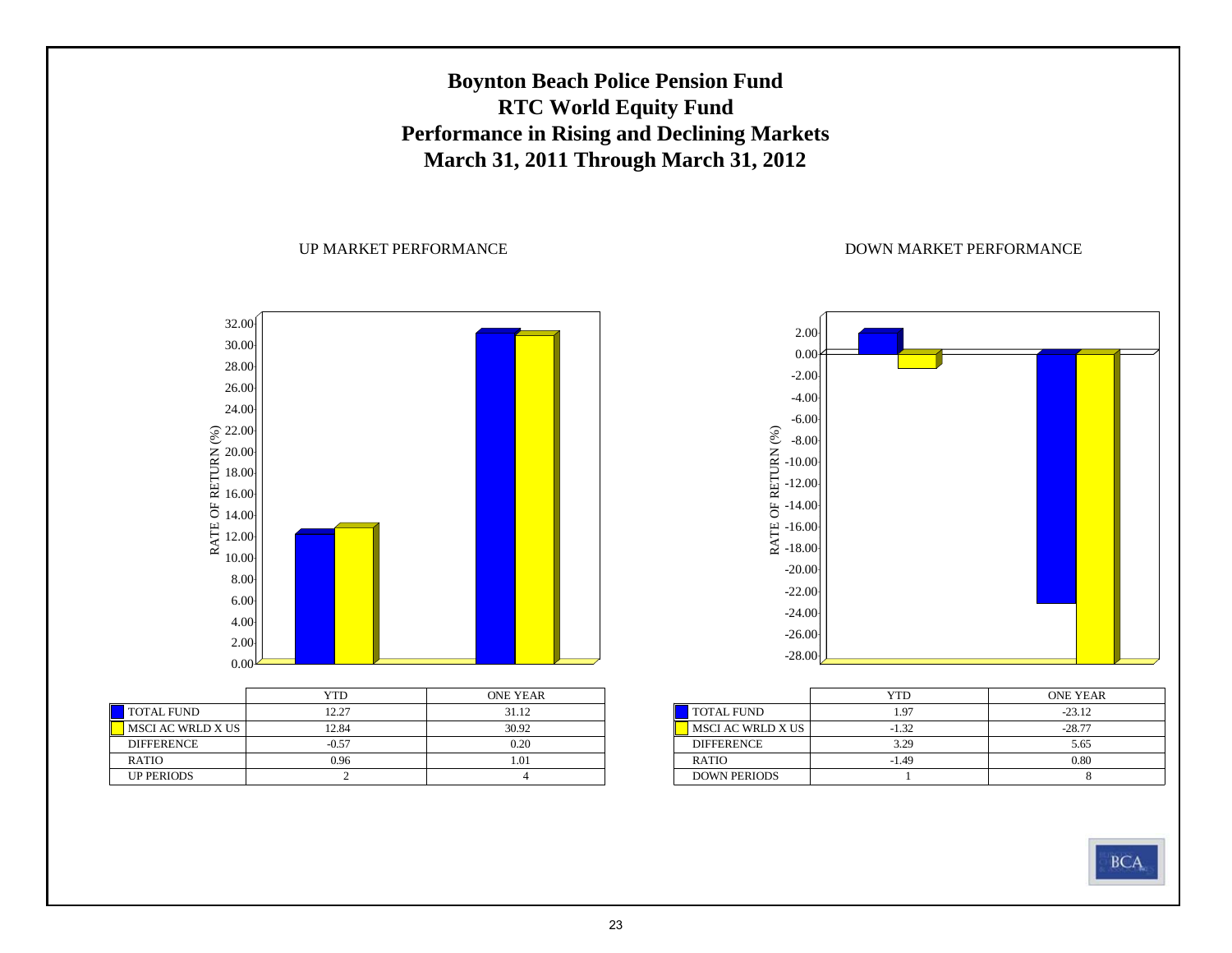# Boynton Beach Police Pension Fund
# RTC World Equity Fund
# Performance in Rising and Declining Markets
# March 31, 2011 Through March 31, 2012

## UP MARKET PERFORMANCE

| | YTD | ONE YEAR |
|---|---|---|
| TOTAL FUND | 12.27 | 31.12 |
| MSCI AC WRLD X US | 12.84 | 30.92 |
| DIFFERENCE | -0.57 | 0.20 |
| RATIO | 0.96 | 1.01 |
| UP PERIODS | 2 | 4 |

## DOWN MARKET PERFORMANCE

| | YTD | ONE YEAR |
|---|---|---|
| TOTAL FUND | 1.97 | -23.12 |
| MSCI AC WRLD X US | -1.32 | -28.77 |
| DIFFERENCE | 3.29 | 5.65 |
| RATIO | -1.49 | 0.80 |
| DOWN PERIODS | 1 | 8 |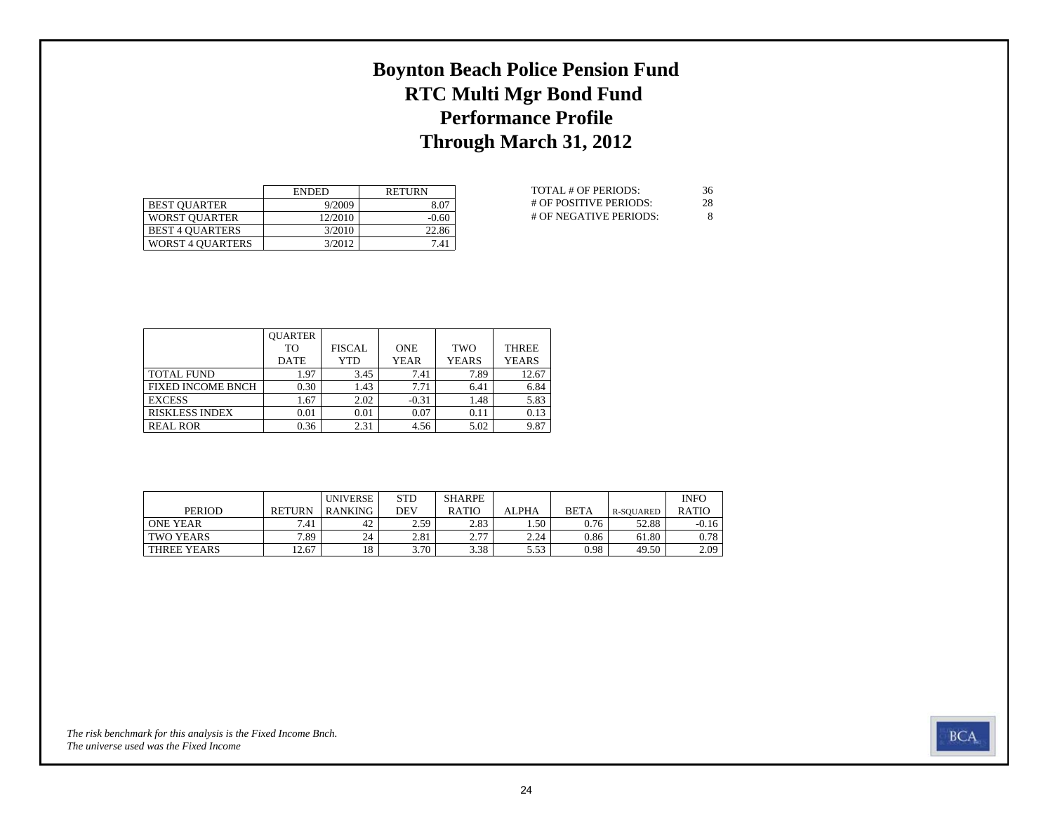# Boynton Beach Police Pension Fund
# RTC Multi Mgr Bond Fund
# Performance Profile
# Through March 31, 2012

| | ENDED | RETURN |
|---|---|---|
| BEST QUARTER | 9/2009 | 8.07 |
| WORST QUARTER | 12/2010 | -0.60 |
| BEST 4 QUARTERS | 3/2010 | 22.86 |
| WORST 4 QUARTERS | 3/2012 | 7.41 |

| | |
|---|---|
| TOTAL # OF PERIODS: | 36 |
| # OF POSITIVE PERIODS: | 28 |
| # OF NEGATIVE PERIODS: | 8 |

| | QUARTER TO DATE | FISCAL YTD | ONE YEAR | TWO YEARS | THREE YEARS |
|---|---|---|---|---|---|
| TOTAL FUND | 1.97 | 3.45 | 7.41 | 7.89 | 12.67 |
| FIXED INCOME BNCH | 0.30 | 1.43 | 7.71 | 6.41 | 6.84 |
| EXCESS | 1.67 | 2.02 | -0.31 | 1.48 | 5.83 |
| RISKLESS INDEX | 0.01 | 0.01 | 0.07 | 0.11 | 0.13 |
| REAL ROR | 0.36 | 2.31 | 4.56 | 5.02 | 9.87 |

| PERIOD | RETURN | UNIVERSE RANKING | STD DEV | SHARPE RATIO | ALPHA | BETA | R-SQUARED | INFO RATIO |
|---|---|---|---|---|---|---|---|---|
| ONE YEAR | 7.41 | 42 | 2.59 | 2.83 | 1.50 | 0.76 | 52.88 | -0.16 |
| TWO YEARS | 7.89 | 24 | 2.81 | 2.77 | 2.24 | 0.86 | 61.80 | 0.78 |
| THREE YEARS | 12.67 | 18 | 3.70 | 3.38 | 5.53 | 0.98 | 49.50 | 2.09 |

*The risk benchmark for this analysis is the Fixed Income Bnch.*
*The universe used was the Fixed Income*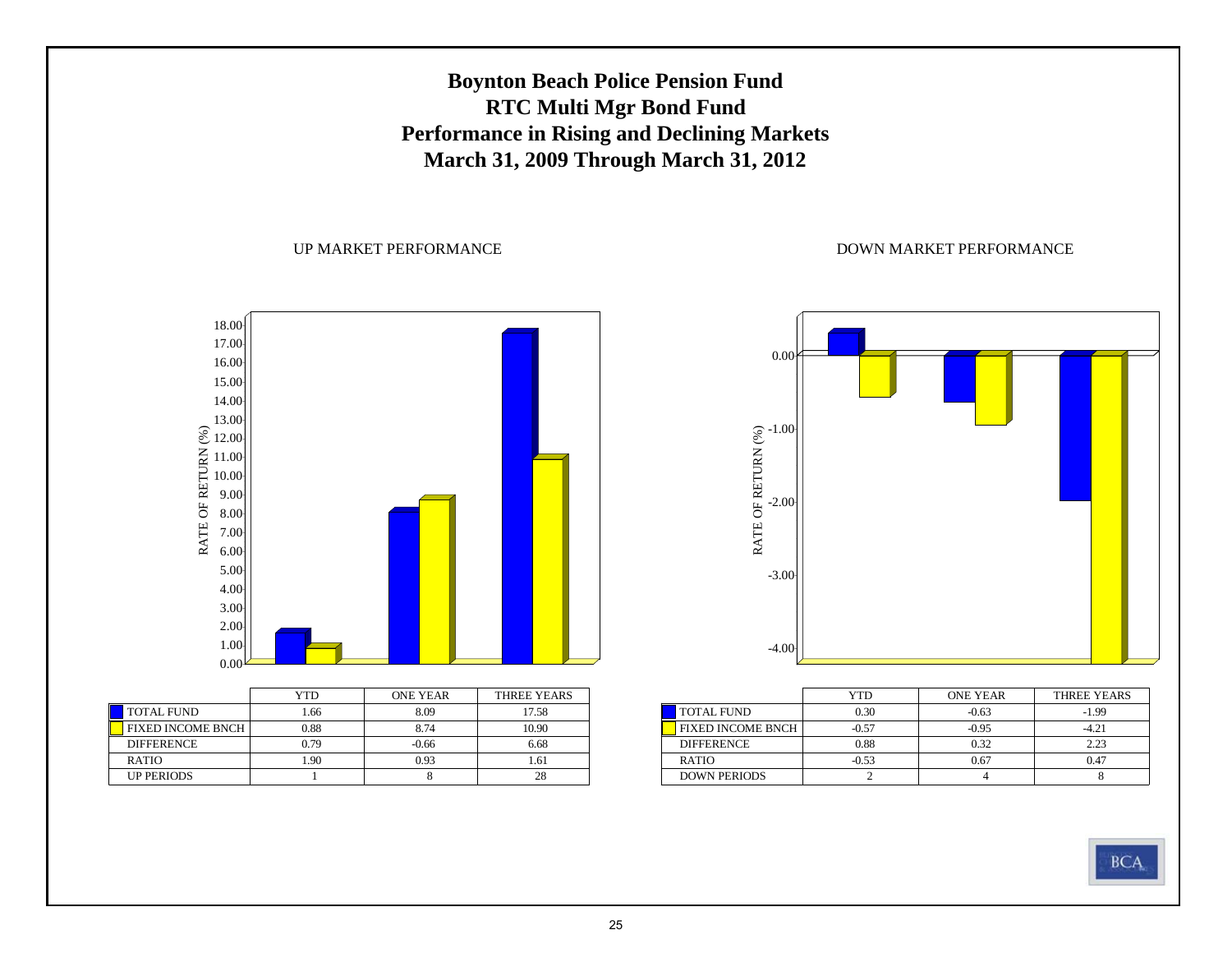# Boynton Beach Police Pension Fund
# RTC Multi Mgr Bond Fund
# Performance in Rising and Declining Markets
# March 31, 2009 Through March 31, 2012

## UP MARKET PERFORMANCE

| | YTD | ONE YEAR | THREE YEARS |
|---|---|---|---|
| TOTAL FUND | 1.66 | 8.09 | 17.58 |
| FIXED INCOME BNCH | 0.88 | 8.74 | 10.90 |
| DIFFERENCE | 0.79 | -0.66 | 6.68 |
| RATIO | 1.90 | 0.93 | 1.61 |
| UP PERIODS | 1 | 8 | 28 |

## DOWN MARKET PERFORMANCE

| | YTD | ONE YEAR | THREE YEARS |
|---|---|---|---|
| TOTAL FUND | 0.30 | -0.63 | -1.99 |
| FIXED INCOME BNCH | -0.57 | -0.95 | -4.21 |
| DIFFERENCE | 0.88 | 0.32 | 2.23 |
| RATIO | -0.53 | 0.67 | 0.47 |
| DOWN PERIODS | 2 | 4 | 8 |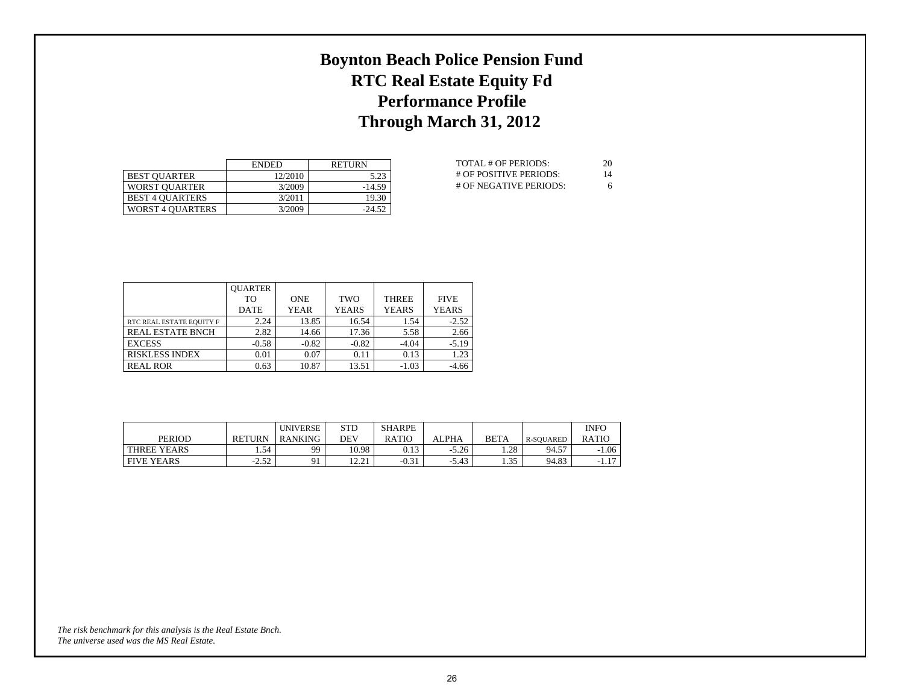# Boynton Beach Police Pension Fund
# RTC Real Estate Equity Fd
# Performance Profile
# Through March 31, 2012

| | ENDED | RETURN |
|---|---|---|
| BEST QUARTER | 12/2010 | 5.23 |
| WORST QUARTER | 3/2009 | -14.59 |
| BEST 4 QUARTERS | 3/2011 | 19.30 |
| WORST 4 QUARTERS | 3/2009 | -24.52 |

| | |
|---|---|
| TOTAL # OF PERIODS: | 20 |
| # OF POSITIVE PERIODS: | 14 |
| # OF NEGATIVE PERIODS: | 6 |

| | QUARTER TO DATE | ONE YEAR | TWO YEARS | THREE YEARS | FIVE YEARS |
|---|---|---|---|---|---|
| RTC REAL ESTATE EQUITY F | 2.24 | 13.85 | 16.54 | 1.54 | -2.52 |
| REAL ESTATE BNCH | 2.82 | 14.66 | 17.36 | 5.58 | 2.66 |
| EXCESS | -0.58 | -0.82 | -0.82 | -4.04 | -5.19 |
| RISKLESS INDEX | 0.01 | 0.07 | 0.11 | 0.13 | 1.23 |
| REAL ROR | 0.63 | 10.87 | 13.51 | -1.03 | -4.66 |

| PERIOD | RETURN | UNIVERSE RANKING | STD DEV | SHARPE RATIO | ALPHA | BETA | R-SQUARED | INFO RATIO |
|---|---|---|---|---|---|---|---|---|
| THREE YEARS | 1.54 | 99 | 10.98 | 0.13 | -5.26 | 1.28 | 94.57 | -1.06 |
| FIVE YEARS | -2.52 | 91 | 12.21 | -0.31 | -5.43 | 1.35 | 94.83 | -1.17 |

*The risk benchmark for this analysis is the Real Estate Bnch.*
*The universe used was the MS Real Estate.*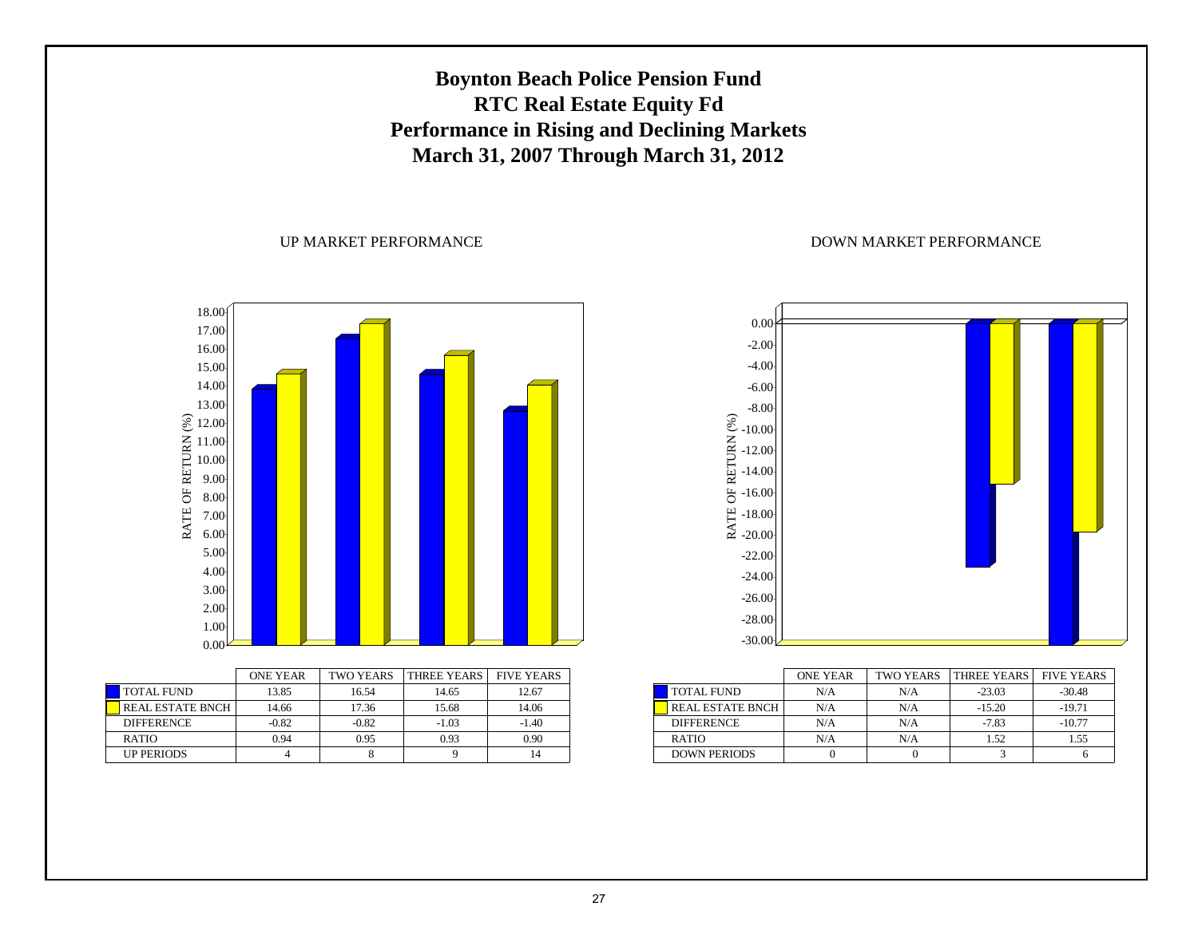# Boynton Beach Police Pension Fund
# RTC Real Estate Equity Fd
# Performance in Rising and Declining Markets
# March 31, 2007 Through March 31, 2012

## UP MARKET PERFORMANCE

| | ONE YEAR | TWO YEARS | THREE YEARS | FIVE YEARS |
|---|---|---|---|---|
| TOTAL FUND | 13.85 | 16.54 | 14.65 | 12.67 |
| REAL ESTATE BNCH | 14.66 | 17.36 | 15.68 | 14.06 |
| DIFFERENCE | -0.82 | -0.82 | -1.03 | -1.40 |
| RATIO | 0.94 | 0.95 | 0.93 | 0.90 |
| UP PERIODS | 4 | 8 | 9 | 14 |

## DOWN MARKET PERFORMANCE

| | ONE YEAR | TWO YEARS | THREE YEARS | FIVE YEARS |
|---|---|---|---|---|
| TOTAL FUND | N/A | N/A | -23.03 | -30.48 |
| REAL ESTATE BNCH | N/A | N/A | -15.20 | -19.71 |
| DIFFERENCE | N/A | N/A | -7.83 | -10.77 |
| RATIO | N/A | N/A | 1.52 | 1.55 |
| DOWN PERIODS | 0 | 0 | 3 | 6 |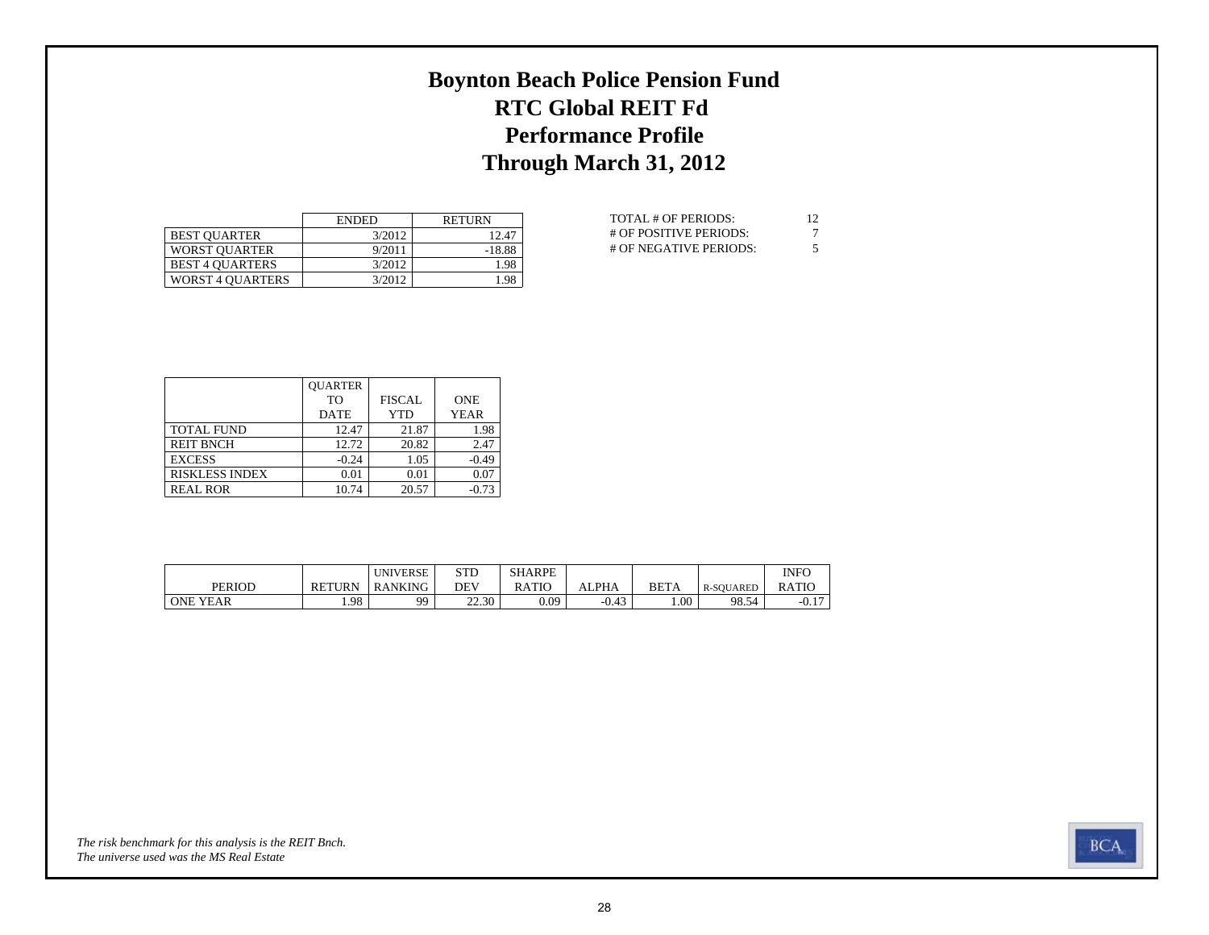# Boynton Beach Police Pension Fund
# RTC Global REIT Fd
# Performance Profile
# Through March 31, 2012

| | ENDED | RETURN |
|---|---|---|
| BEST QUARTER | 3/2012 | 12.47 |
| WORST QUARTER | 9/2011 | -18.88 |
| BEST 4 QUARTERS | 3/2012 | 1.98 |
| WORST 4 QUARTERS | 3/2012 | 1.98 |

| | |
|---|---|
| TOTAL # OF PERIODS: | 12 |
| # OF POSITIVE PERIODS: | 7 |
| # OF NEGATIVE PERIODS: | 5 |

| | QUARTER TO DATE | FISCAL YTD | ONE YEAR |
|---|---|---|---|
| TOTAL FUND | 12.47 | 21.87 | 1.98 |
| REIT BNCH | 12.72 | 20.82 | 2.47 |
| EXCESS | -0.24 | 1.05 | -0.49 |
| RISKLESS INDEX | 0.01 | 0.01 | 0.07 |
| REAL ROR | 10.74 | 20.57 | -0.73 |

| PERIOD | RETURN | UNIVERSE RANKING | STD DEV | SHARPE RATIO | ALPHA | BETA | R-SQUARED | INFO RATIO |
|---|---|---|---|---|---|---|---|---|
| ONE YEAR | 1.98 | 99 | 22.30 | 0.09 | -0.43 | 1.00 | 98.54 | -0.17 |

*The risk benchmark for this analysis is the REIT Bnch.*
*The universe used was the MS Real Estate*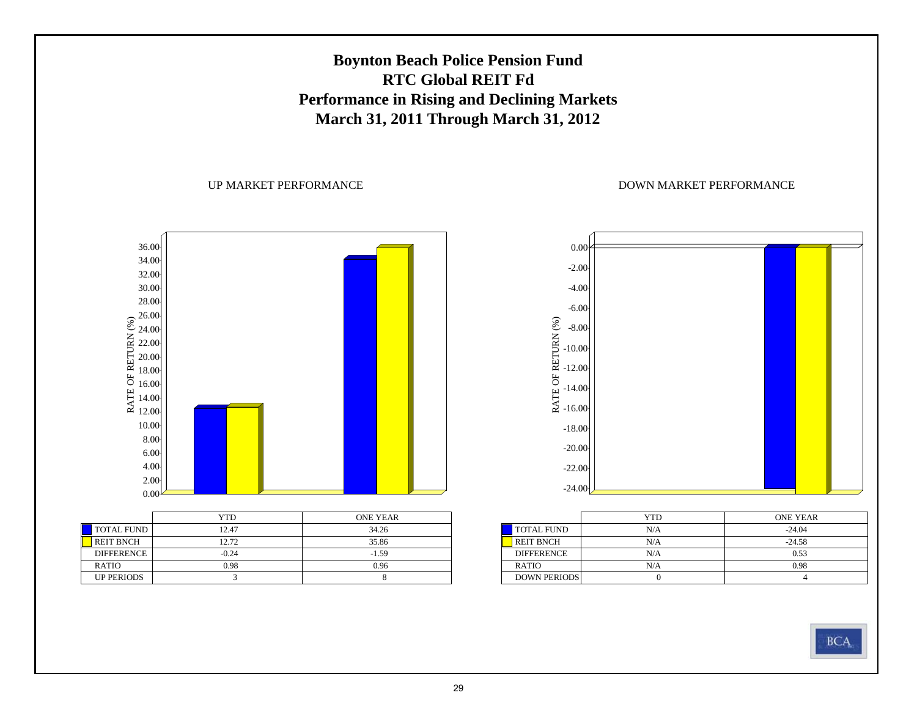# Boynton Beach Police Pension Fund
## RTC Global REIT Fd
## Performance in Rising and Declining Markets
## March 31, 2011 Through March 31, 2012

### UP MARKET PERFORMANCE

| | YTD | ONE YEAR |
|---|---|---|
| TOTAL FUND | 12.47 | 34.26 |
| REIT BNCH | 12.72 | 35.86 |
| DIFFERENCE | -0.24 | -1.59 |
| RATIO | 0.98 | 0.96 |
| UP PERIODS | 3 | 8 |

### DOWN MARKET PERFORMANCE

| | YTD | ONE YEAR |
|---|---|---|
| TOTAL FUND | N/A | -24.04 |
| REIT BNCH | N/A | -24.58 |
| DIFFERENCE | N/A | 0.53 |
| RATIO | N/A | 0.98 |
| DOWN PERIODS | 0 | 4 |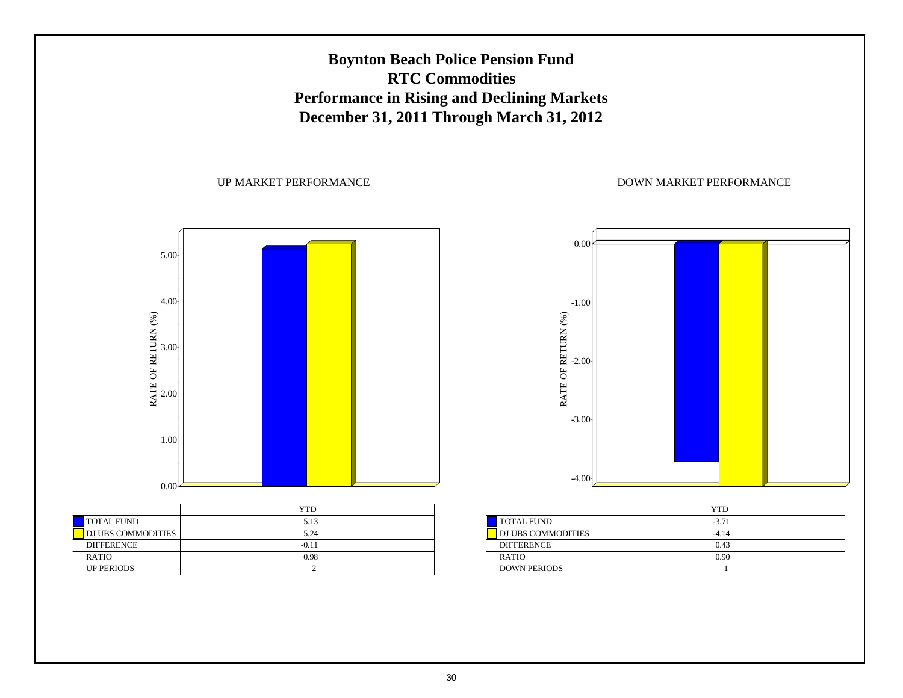# Boynton Beach Police Pension Fund
# RTC Commodities
# Performance in Rising and Declining Markets
# December 31, 2011 Through March 31, 2012

UP MARKET PERFORMANCE

| | YTD |
|---|---|
| TOTAL FUND | 5.13 |
| DJ UBS COMMODITIES | 5.24 |
| DIFFERENCE | -0.11 |
| RATIO | 0.98 |
| UP PERIODS | 2 |

DOWN MARKET PERFORMANCE

| | YTD |
|---|---|
| TOTAL FUND | -3.71 |
| DJ UBS COMMODITIES | -4.14 |
| DIFFERENCE | 0.43 |
| RATIO | 0.90 |
| DOWN PERIODS | 1 |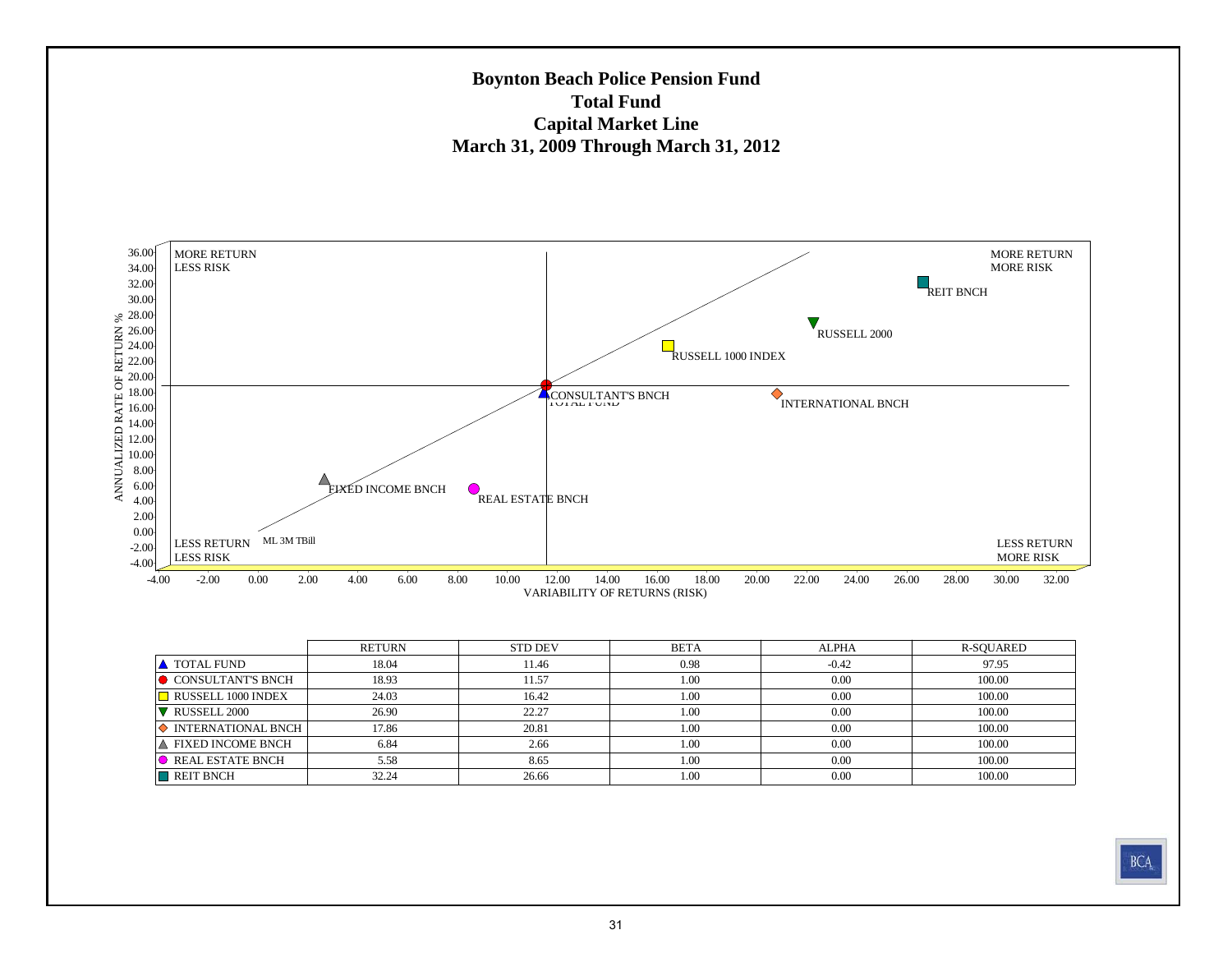# Boynton Beach Police Pension Fund
## Total Fund
## Capital Market Line
## March 31, 2009 Through March 31, 2012

|  | RETURN | STD DEV | BETA | ALPHA | R-SQUARED |
|---|---|---|---|---|---|
| TOTAL FUND | 18.04 | 11.46 | 0.98 | -0.42 | 97.95 |
| CONSULTANT'S BNCH | 18.93 | 11.57 | 1.00 | 0.00 | 100.00 |
| RUSSELL 1000 INDEX | 24.03 | 16.42 | 1.00 | 0.00 | 100.00 |
| RUSSELL 2000 | 26.90 | 22.27 | 1.00 | 0.00 | 100.00 |
| INTERNATIONAL BNCH | 17.86 | 20.81 | 1.00 | 0.00 | 100.00 |
| FIXED INCOME BNCH | 6.84 | 2.66 | 1.00 | 0.00 | 100.00 |
| REAL ESTATE BNCH | 5.58 | 8.65 | 1.00 | 0.00 | 100.00 |
| REIT BNCH | 32.24 | 26.66 | 1.00 | 0.00 | 100.00 |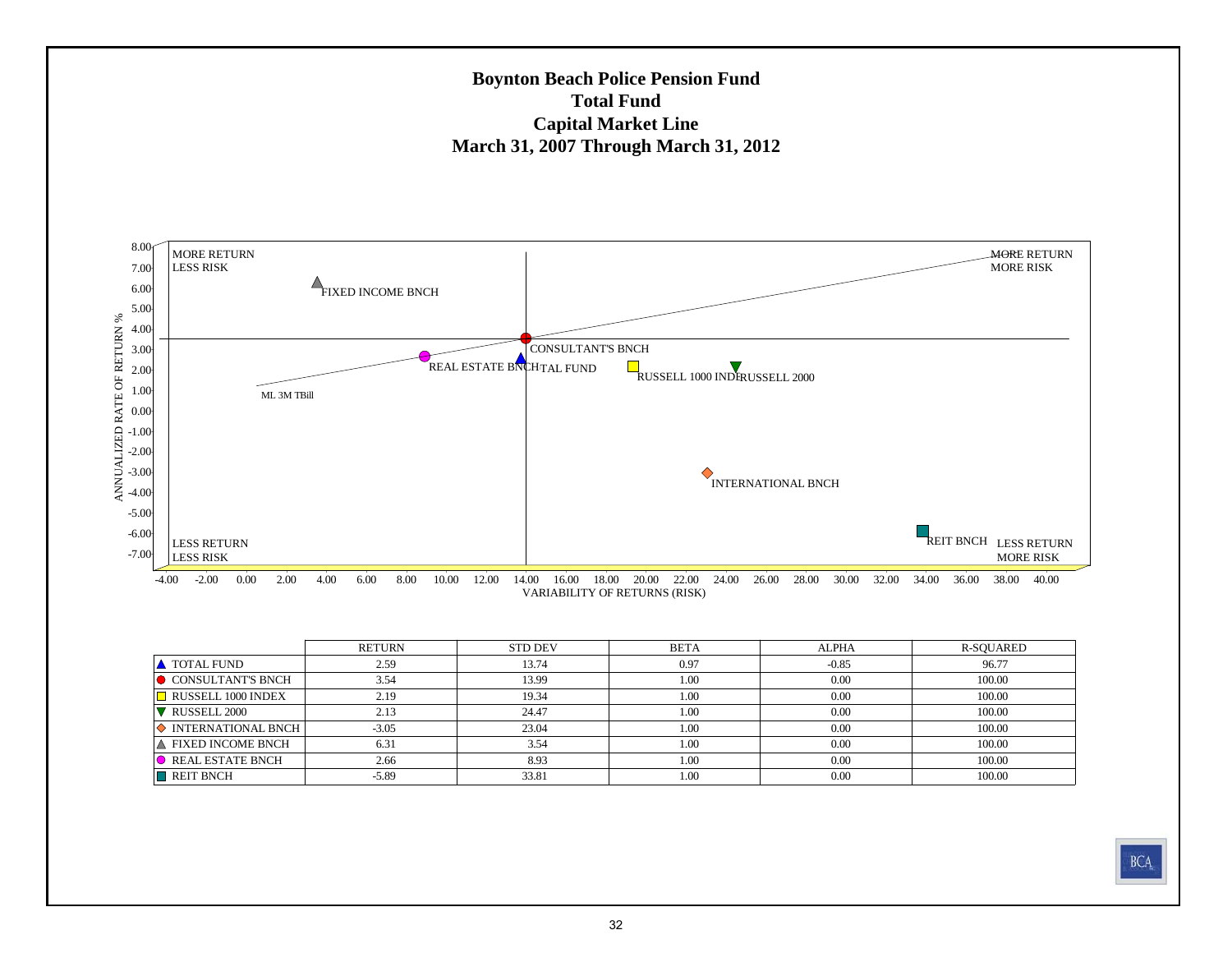# Boynton Beach Police Pension Fund
## Total Fund
## Capital Market Line
## March 31, 2007 Through March 31, 2012

|  | RETURN | STD DEV | BETA | ALPHA | R-SQUARED |
|---|---|---|---|---|---|
| TOTAL FUND | 2.59 | 13.74 | 0.97 | -0.85 | 96.77 |
| CONSULTANT'S BNCH | 3.54 | 13.99 | 1.00 | 0.00 | 100.00 |
| RUSSELL 1000 INDEX | 2.19 | 19.34 | 1.00 | 0.00 | 100.00 |
| RUSSELL 2000 | 2.13 | 24.47 | 1.00 | 0.00 | 100.00 |
| INTERNATIONAL BNCH | -3.05 | 23.04 | 1.00 | 0.00 | 100.00 |
| FIXED INCOME BNCH | 6.31 | 3.54 | 1.00 | 0.00 | 100.00 |
| REAL ESTATE BNCH | 2.66 | 8.93 | 1.00 | 0.00 | 100.00 |
| REIT BNCH | -5.89 | 33.81 | 1.00 | 0.00 | 100.00 |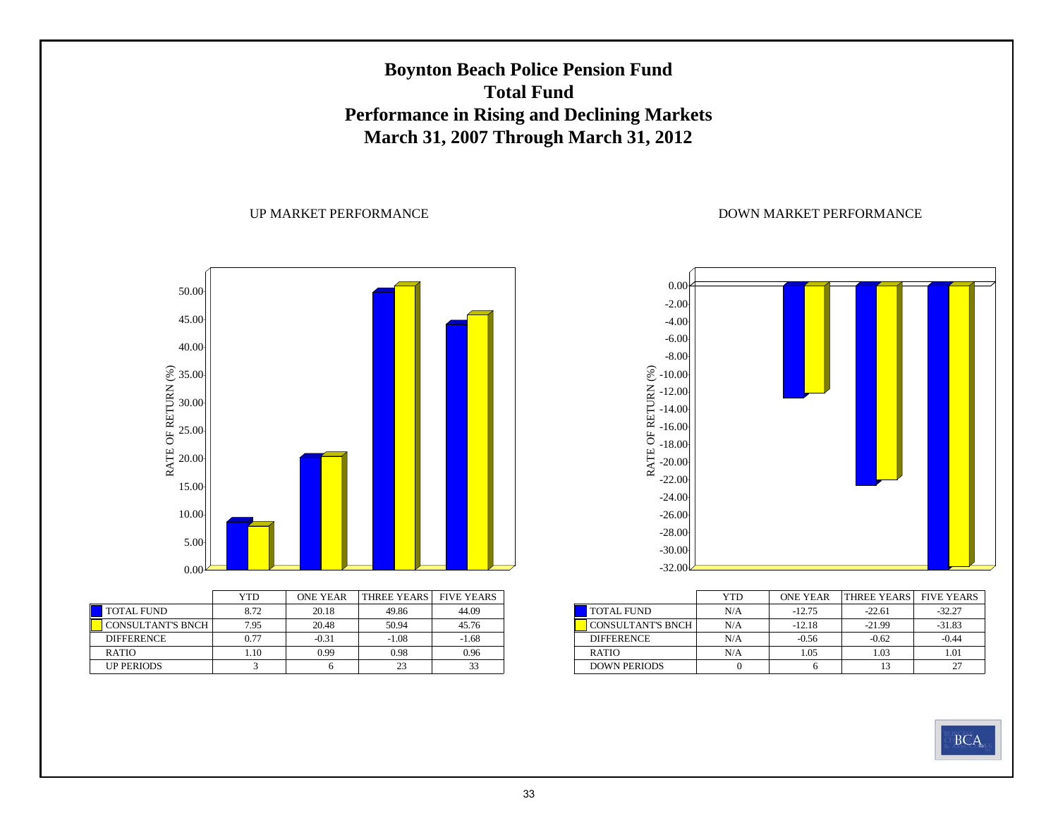# Boynton Beach Police Pension Fund
## Total Fund
## Performance in Rising and Declining Markets
## March 31, 2007 Through March 31, 2012

UP MARKET PERFORMANCE

| | YTD | ONE YEAR | THREE YEARS | FIVE YEARS |
|---|---|---|---|---|
| TOTAL FUND | 8.72 | 20.18 | 49.86 | 44.09 |
| CONSULTANT'S BNCH | 7.95 | 20.48 | 50.94 | 45.76 |
| DIFFERENCE | 0.77 | -0.31 | -1.08 | -1.68 |
| RATIO | 1.10 | 0.99 | 0.98 | 0.96 |
| UP PERIODS | 3 | 6 | 23 | 33 |

DOWN MARKET PERFORMANCE

| | YTD | ONE YEAR | THREE YEARS | FIVE YEARS |
|---|---|---|---|---|
| TOTAL FUND | N/A | -12.75 | -22.61 | -32.27 |
| CONSULTANT'S BNCH | N/A | -12.18 | -21.99 | -31.83 |
| DIFFERENCE | N/A | -0.56 | -0.62 | -0.44 |
| RATIO | N/A | 1.05 | 1.03 | 1.01 |
| DOWN PERIODS | 0 | 6 | 13 | 27 |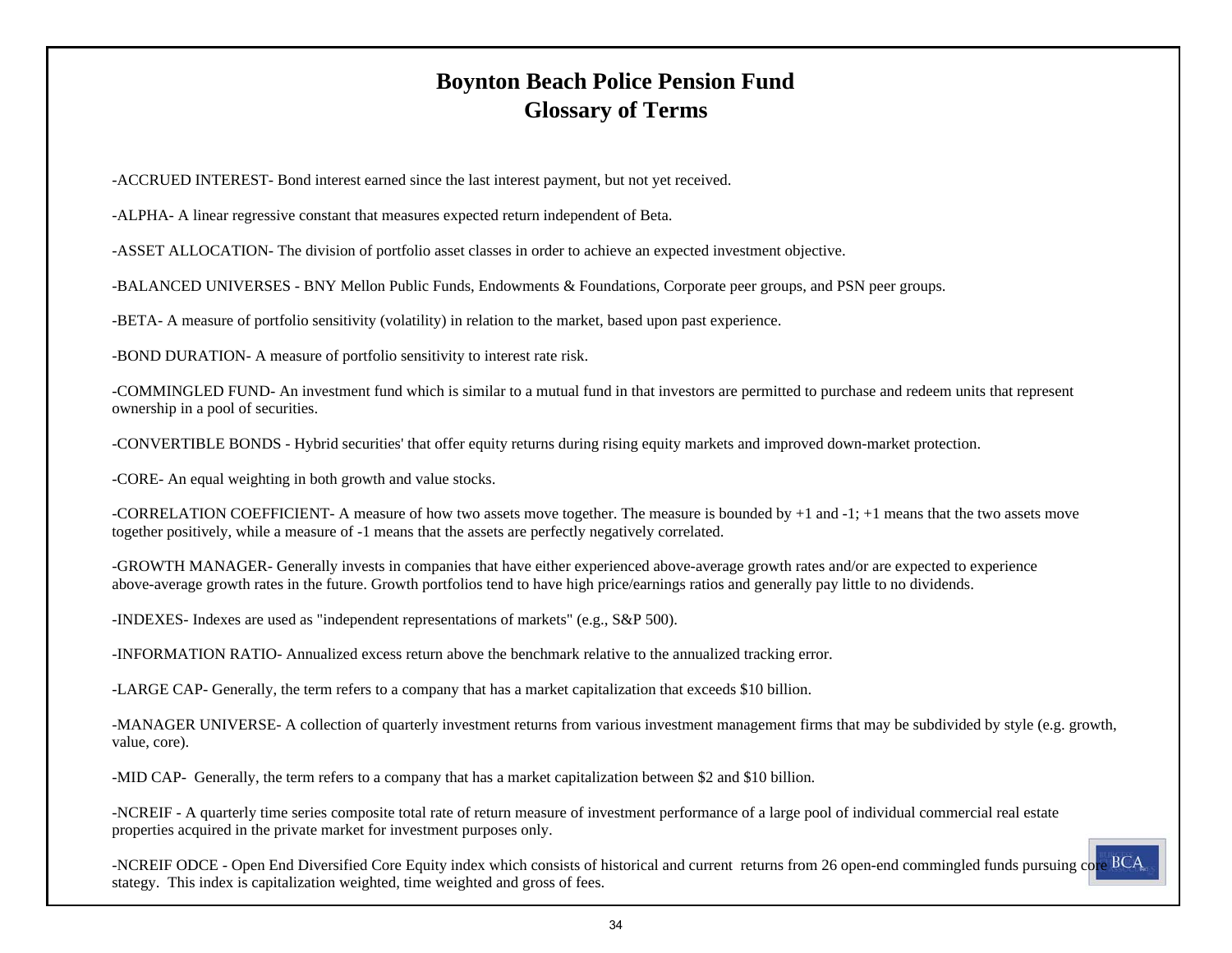# Boynton Beach Police Pension Fund
## Glossary of Terms

-ACCRUED INTEREST- Bond interest earned since the last interest payment, but not yet received.

-ALPHA- A linear regressive constant that measures expected return independent of Beta.

-ASSET ALLOCATION- The division of portfolio asset classes in order to achieve an expected investment objective.

-BALANCED UNIVERSES - BNY Mellon Public Funds, Endowments & Foundations, Corporate peer groups, and PSN peer groups.

-BETA- A measure of portfolio sensitivity (volatility) in relation to the market, based upon past experience.

-BOND DURATION- A measure of portfolio sensitivity to interest rate risk.

-COMMINGLED FUND- An investment fund which is similar to a mutual fund in that investors are permitted to purchase and redeem units that represent ownership in a pool of securities.

-CONVERTIBLE BONDS - Hybrid securities' that offer equity returns during rising equity markets and improved down-market protection.

-CORE- An equal weighting in both growth and value stocks.

-CORRELATION COEFFICIENT- A measure of how two assets move together. The measure is bounded by +1 and -1; +1 means that the two assets move together positively, while a measure of -1 means that the assets are perfectly negatively correlated.

-GROWTH MANAGER- Generally invests in companies that have either experienced above-average growth rates and/or are expected to experience above-average growth rates in the future. Growth portfolios tend to have high price/earnings ratios and generally pay little to no dividends.

-INDEXES- Indexes are used as "independent representations of markets" (e.g., S&P 500).

-INFORMATION RATIO- Annualized excess return above the benchmark relative to the annualized tracking error.

-LARGE CAP- Generally, the term refers to a company that has a market capitalization that exceeds $10 billion.

-MANAGER UNIVERSE- A collection of quarterly investment returns from various investment management firms that may be subdivided by style (e.g. growth, value, core).

-MID CAP- Generally, the term refers to a company that has a market capitalization between $2 and $10 billion.

-NCREIF - A quarterly time series composite total rate of return measure of investment performance of a large pool of individual commercial real estate properties acquired in the private market for investment purposes only.

-NCREIF ODCE - Open End Diversified Core Equity index which consists of historical and current returns from 26 open-end commingled funds pursuing core stategy. This index is capitalization weighted, time weighted and gross of fees.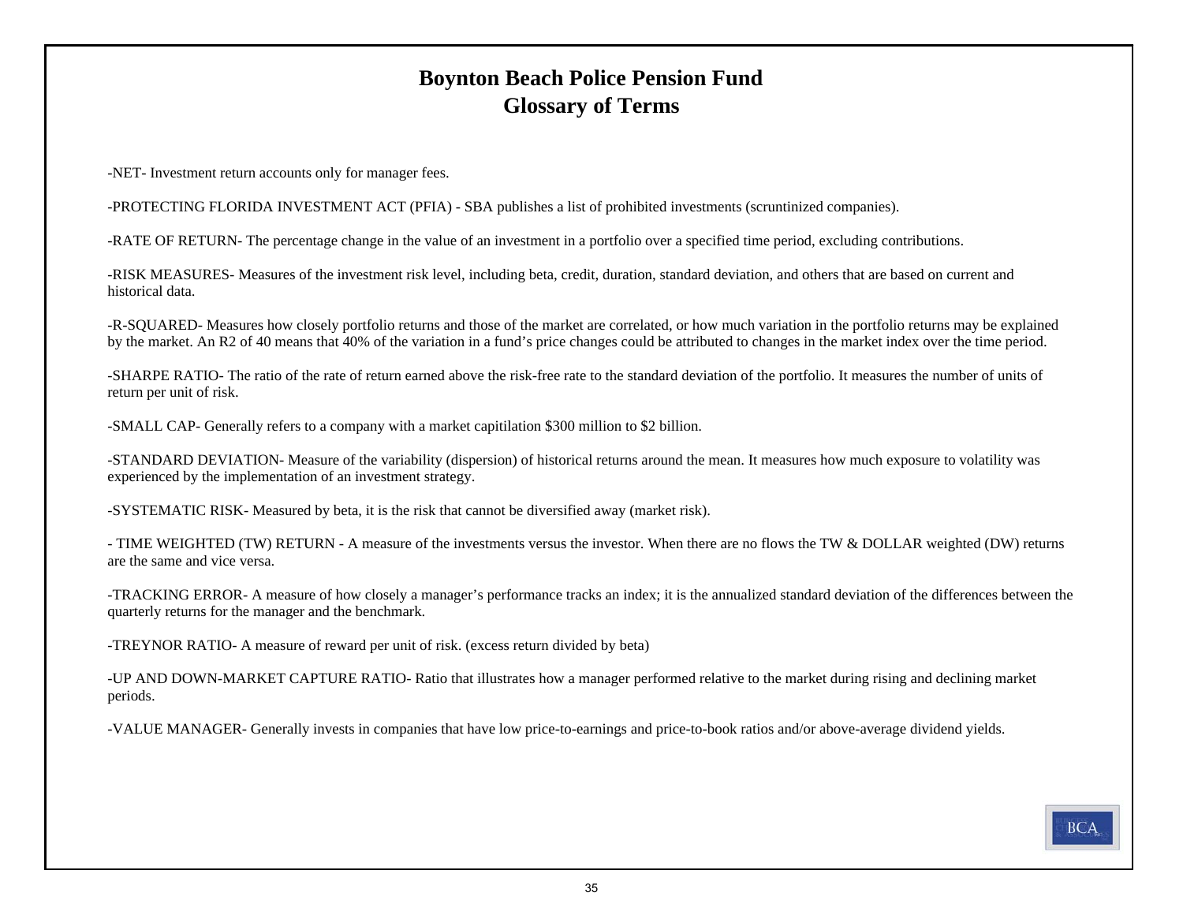# Boynton Beach Police Pension Fund
## Glossary of Terms

-NET- Investment return accounts only for manager fees.

-PROTECTING FLORIDA INVESTMENT ACT (PFIA) - SBA publishes a list of prohibited investments (scruntinized companies).

-RATE OF RETURN- The percentage change in the value of an investment in a portfolio over a specified time period, excluding contributions.

-RISK MEASURES- Measures of the investment risk level, including beta, credit, duration, standard deviation, and others that are based on current and historical data.

-R-SQUARED- Measures how closely portfolio returns and those of the market are correlated, or how much variation in the portfolio returns may be explained by the market. An R2 of 40 means that 40% of the variation in a fund's price changes could be attributed to changes in the market index over the time period.

-SHARPE RATIO- The ratio of the rate of return earned above the risk-free rate to the standard deviation of the portfolio. It measures the number of units of return per unit of risk.

-SMALL CAP- Generally refers to a company with a market capitilation $300 million to $2 billion.

-STANDARD DEVIATION- Measure of the variability (dispersion) of historical returns around the mean. It measures how much exposure to volatility was experienced by the implementation of an investment strategy.

-SYSTEMATIC RISK- Measured by beta, it is the risk that cannot be diversified away (market risk).

- TIME WEIGHTED (TW) RETURN - A measure of the investments versus the investor. When there are no flows the TW & DOLLAR weighted (DW) returns are the same and vice versa.

-TRACKING ERROR- A measure of how closely a manager's performance tracks an index; it is the annualized standard deviation of the differences between the quarterly returns for the manager and the benchmark.

-TREYNOR RATIO- A measure of reward per unit of risk. (excess return divided by beta)

-UP AND DOWN-MARKET CAPTURE RATIO- Ratio that illustrates how a manager performed relative to the market during rising and declining market periods.

-VALUE MANAGER- Generally invests in companies that have low price-to-earnings and price-to-book ratios and/or above-average dividend yields.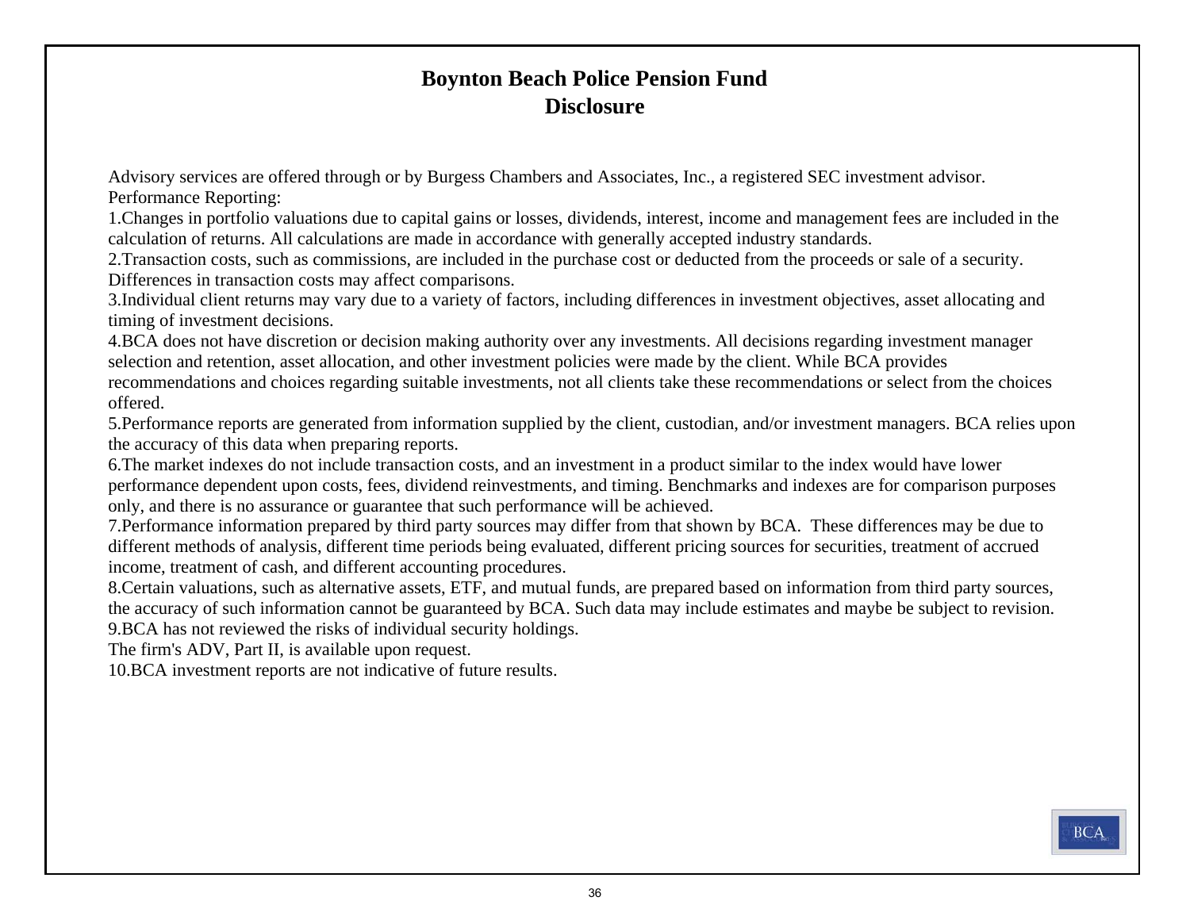# Boynton Beach Police Pension Fund
## Disclosure

Advisory services are offered through or by Burgess Chambers and Associates, Inc., a registered SEC investment advisor.
Performance Reporting:

1.Changes in portfolio valuations due to capital gains or losses, dividends, interest, income and management fees are included in the calculation of returns. All calculations are made in accordance with generally accepted industry standards.

2.Transaction costs, such as commissions, are included in the purchase cost or deducted from the proceeds or sale of a security. Differences in transaction costs may affect comparisons.

3.Individual client returns may vary due to a variety of factors, including differences in investment objectives, asset allocating and timing of investment decisions.

4.BCA does not have discretion or decision making authority over any investments. All decisions regarding investment manager selection and retention, asset allocation, and other investment policies were made by the client. While BCA provides recommendations and choices regarding suitable investments, not all clients take these recommendations or select from the choices offered.

5.Performance reports are generated from information supplied by the client, custodian, and/or investment managers. BCA relies upon the accuracy of this data when preparing reports.

6.The market indexes do not include transaction costs, and an investment in a product similar to the index would have lower performance dependent upon costs, fees, dividend reinvestments, and timing. Benchmarks and indexes are for comparison purposes only, and there is no assurance or guarantee that such performance will be achieved.

7.Performance information prepared by third party sources may differ from that shown by BCA. These differences may be due to different methods of analysis, different time periods being evaluated, different pricing sources for securities, treatment of accrued income, treatment of cash, and different accounting procedures.

8.Certain valuations, such as alternative assets, ETF, and mutual funds, are prepared based on information from third party sources, the accuracy of such information cannot be guaranteed by BCA. Such data may include estimates and maybe be subject to revision.

9.BCA has not reviewed the risks of individual security holdings.

The firm's ADV, Part II, is available upon request.

10.BCA investment reports are not indicative of future results.